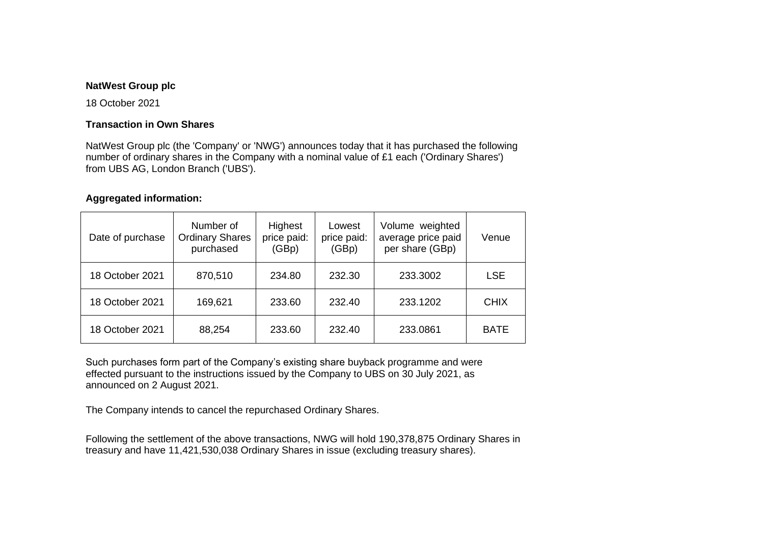**NatWest Group plc**

18 October 2021

**Transaction in Own Shares**

NatWest Group plc (the 'Company' or 'NWG') announces today that it has purchased the following number of ordinary shares in the Company with a nominal value of £1 each ('Ordinary Shares') from UBS AG, London Branch ('UBS').

**Aggregated information:**

| Date of purchase | Number of Ordinary Shares purchased | Highest price paid: (GBp) | Lowest price paid: (GBp) | Volume weighted average price paid per share (GBp) | Venue |
|---|---|---|---|---|---|
| 18 October 2021 | 870,510 | 234.80 | 232.30 | 233.3002 | LSE |
| 18 October 2021 | 169,621 | 233.60 | 232.40 | 233.1202 | CHIX |
| 18 October 2021 | 88,254 | 233.60 | 232.40 | 233.0861 | BATE |

Such purchases form part of the Company's existing share buyback programme and were effected pursuant to the instructions issued by the Company to UBS on 30 July 2021, as announced on 2 August 2021.

The Company intends to cancel the repurchased Ordinary Shares.

Following the settlement of the above transactions, NWG will hold 190,378,875 Ordinary Shares in treasury and have 11,421,530,038 Ordinary Shares in issue (excluding treasury shares).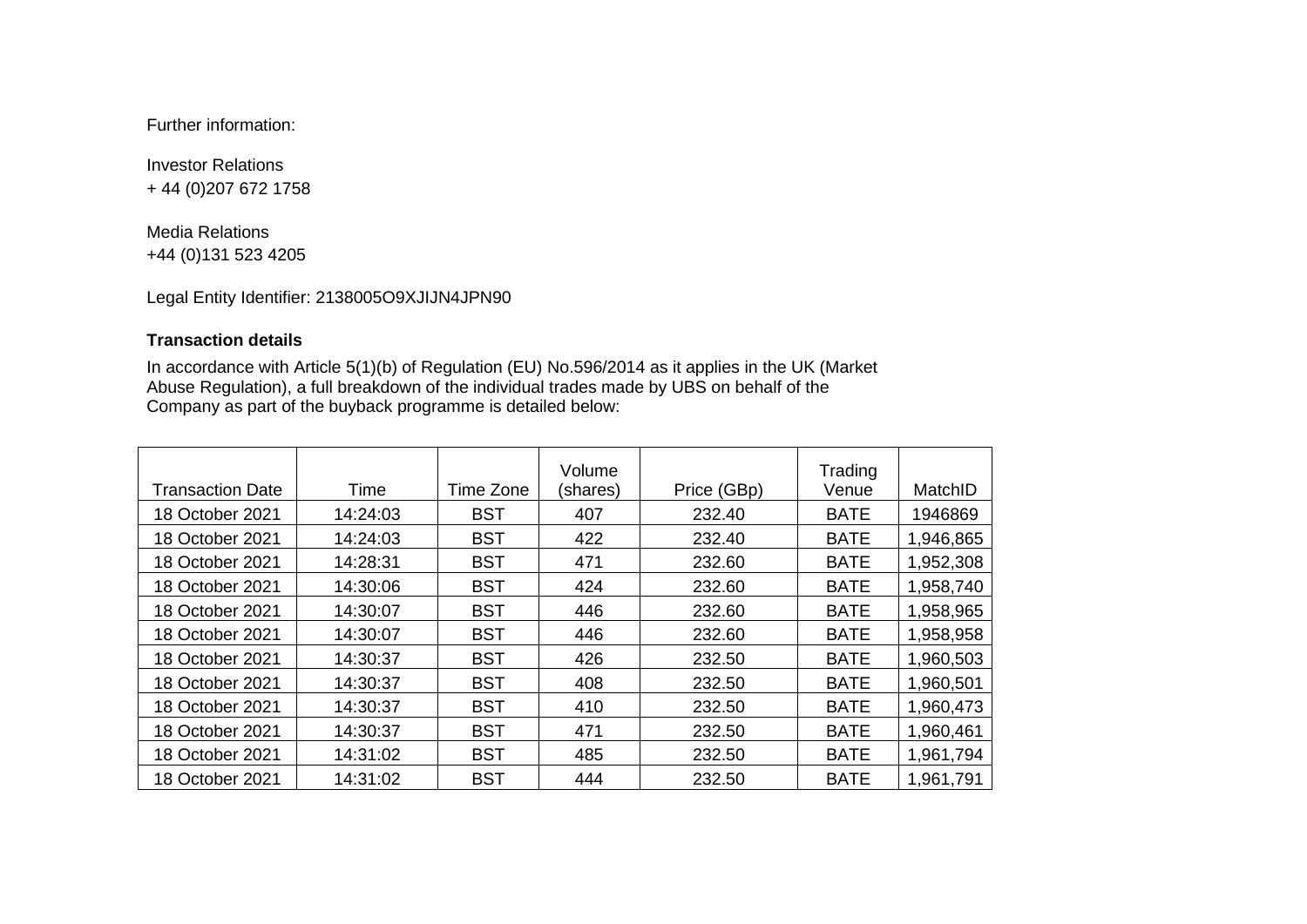Further information:

Investor Relations
+ 44 (0)207 672 1758

Media Relations
+44 (0)131 523 4205

Legal Entity Identifier: 2138005O9XJIJN4JPN90

**Transaction details**

In accordance with Article 5(1)(b) of Regulation (EU) No.596/2014 as it applies in the UK (Market Abuse Regulation), a full breakdown of the individual trades made by UBS on behalf of the Company as part of the buyback programme is detailed below:

| Transaction Date | Time | Time Zone | Volume (shares) | Price (GBp) | Trading Venue | MatchID |
|---|---|---|---|---|---|---|
| 18 October 2021 | 14:24:03 | BST | 407 | 232.40 | BATE | 1946869 |
| 18 October 2021 | 14:24:03 | BST | 422 | 232.40 | BATE | 1,946,865 |
| 18 October 2021 | 14:28:31 | BST | 471 | 232.60 | BATE | 1,952,308 |
| 18 October 2021 | 14:30:06 | BST | 424 | 232.60 | BATE | 1,958,740 |
| 18 October 2021 | 14:30:07 | BST | 446 | 232.60 | BATE | 1,958,965 |
| 18 October 2021 | 14:30:07 | BST | 446 | 232.60 | BATE | 1,958,958 |
| 18 October 2021 | 14:30:37 | BST | 426 | 232.50 | BATE | 1,960,503 |
| 18 October 2021 | 14:30:37 | BST | 408 | 232.50 | BATE | 1,960,501 |
| 18 October 2021 | 14:30:37 | BST | 410 | 232.50 | BATE | 1,960,473 |
| 18 October 2021 | 14:30:37 | BST | 471 | 232.50 | BATE | 1,960,461 |
| 18 October 2021 | 14:31:02 | BST | 485 | 232.50 | BATE | 1,961,794 |
| 18 October 2021 | 14:31:02 | BST | 444 | 232.50 | BATE | 1,961,791 |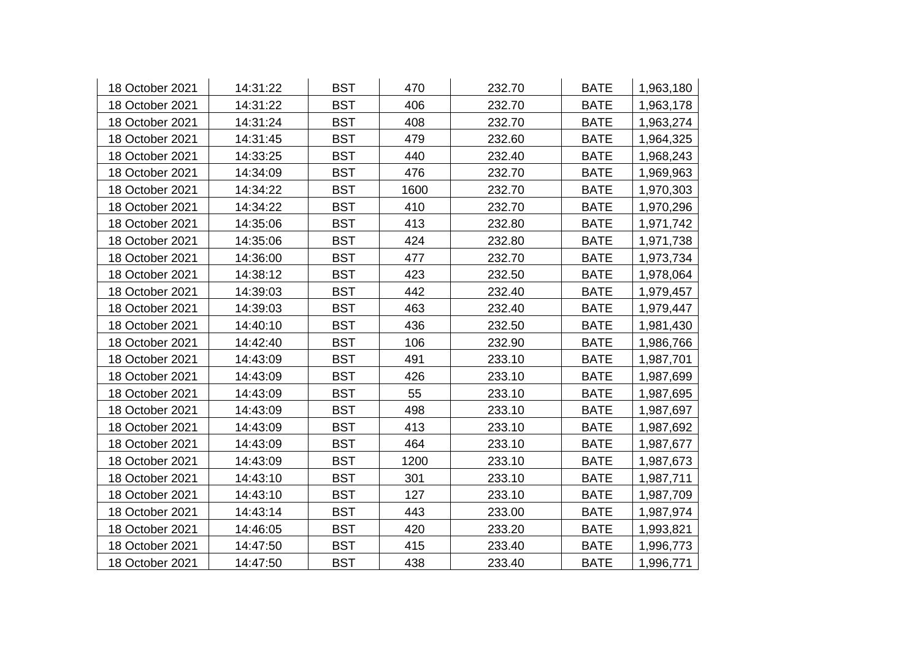| | | | | | | |
|---|---|---|---|---|---|---|
| 18 October 2021 | 14:31:22 | BST | 470 | 232.70 | BATE | 1,963,180 |
| 18 October 2021 | 14:31:22 | BST | 406 | 232.70 | BATE | 1,963,178 |
| 18 October 2021 | 14:31:24 | BST | 408 | 232.70 | BATE | 1,963,274 |
| 18 October 2021 | 14:31:45 | BST | 479 | 232.60 | BATE | 1,964,325 |
| 18 October 2021 | 14:33:25 | BST | 440 | 232.40 | BATE | 1,968,243 |
| 18 October 2021 | 14:34:09 | BST | 476 | 232.70 | BATE | 1,969,963 |
| 18 October 2021 | 14:34:22 | BST | 1600 | 232.70 | BATE | 1,970,303 |
| 18 October 2021 | 14:34:22 | BST | 410 | 232.70 | BATE | 1,970,296 |
| 18 October 2021 | 14:35:06 | BST | 413 | 232.80 | BATE | 1,971,742 |
| 18 October 2021 | 14:35:06 | BST | 424 | 232.80 | BATE | 1,971,738 |
| 18 October 2021 | 14:36:00 | BST | 477 | 232.70 | BATE | 1,973,734 |
| 18 October 2021 | 14:38:12 | BST | 423 | 232.50 | BATE | 1,978,064 |
| 18 October 2021 | 14:39:03 | BST | 442 | 232.40 | BATE | 1,979,457 |
| 18 October 2021 | 14:39:03 | BST | 463 | 232.40 | BATE | 1,979,447 |
| 18 October 2021 | 14:40:10 | BST | 436 | 232.50 | BATE | 1,981,430 |
| 18 October 2021 | 14:42:40 | BST | 106 | 232.90 | BATE | 1,986,766 |
| 18 October 2021 | 14:43:09 | BST | 491 | 233.10 | BATE | 1,987,701 |
| 18 October 2021 | 14:43:09 | BST | 426 | 233.10 | BATE | 1,987,699 |
| 18 October 2021 | 14:43:09 | BST | 55 | 233.10 | BATE | 1,987,695 |
| 18 October 2021 | 14:43:09 | BST | 498 | 233.10 | BATE | 1,987,697 |
| 18 October 2021 | 14:43:09 | BST | 413 | 233.10 | BATE | 1,987,692 |
| 18 October 2021 | 14:43:09 | BST | 464 | 233.10 | BATE | 1,987,677 |
| 18 October 2021 | 14:43:09 | BST | 1200 | 233.10 | BATE | 1,987,673 |
| 18 October 2021 | 14:43:10 | BST | 301 | 233.10 | BATE | 1,987,711 |
| 18 October 2021 | 14:43:10 | BST | 127 | 233.10 | BATE | 1,987,709 |
| 18 October 2021 | 14:43:14 | BST | 443 | 233.00 | BATE | 1,987,974 |
| 18 October 2021 | 14:46:05 | BST | 420 | 233.20 | BATE | 1,993,821 |
| 18 October 2021 | 14:47:50 | BST | 415 | 233.40 | BATE | 1,996,773 |
| 18 October 2021 | 14:47:50 | BST | 438 | 233.40 | BATE | 1,996,771 |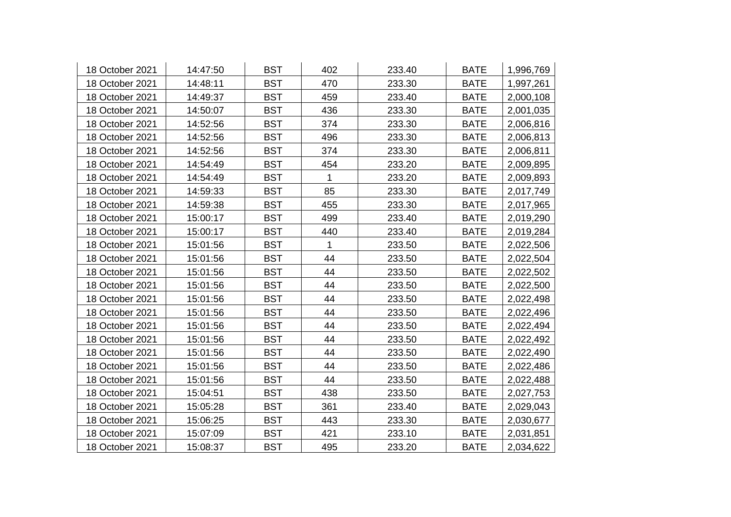| | | | | | | |
|---|---|---|---|---|---|---|
| 18 October 2021 | 14:47:50 | BST | 402 | 233.40 | BATE | 1,996,769 |
| 18 October 2021 | 14:48:11 | BST | 470 | 233.30 | BATE | 1,997,261 |
| 18 October 2021 | 14:49:37 | BST | 459 | 233.40 | BATE | 2,000,108 |
| 18 October 2021 | 14:50:07 | BST | 436 | 233.30 | BATE | 2,001,035 |
| 18 October 2021 | 14:52:56 | BST | 374 | 233.30 | BATE | 2,006,816 |
| 18 October 2021 | 14:52:56 | BST | 496 | 233.30 | BATE | 2,006,813 |
| 18 October 2021 | 14:52:56 | BST | 374 | 233.30 | BATE | 2,006,811 |
| 18 October 2021 | 14:54:49 | BST | 454 | 233.20 | BATE | 2,009,895 |
| 18 October 2021 | 14:54:49 | BST | 1 | 233.20 | BATE | 2,009,893 |
| 18 October 2021 | 14:59:33 | BST | 85 | 233.30 | BATE | 2,017,749 |
| 18 October 2021 | 14:59:38 | BST | 455 | 233.30 | BATE | 2,017,965 |
| 18 October 2021 | 15:00:17 | BST | 499 | 233.40 | BATE | 2,019,290 |
| 18 October 2021 | 15:00:17 | BST | 440 | 233.40 | BATE | 2,019,284 |
| 18 October 2021 | 15:01:56 | BST | 1 | 233.50 | BATE | 2,022,506 |
| 18 October 2021 | 15:01:56 | BST | 44 | 233.50 | BATE | 2,022,504 |
| 18 October 2021 | 15:01:56 | BST | 44 | 233.50 | BATE | 2,022,502 |
| 18 October 2021 | 15:01:56 | BST | 44 | 233.50 | BATE | 2,022,500 |
| 18 October 2021 | 15:01:56 | BST | 44 | 233.50 | BATE | 2,022,498 |
| 18 October 2021 | 15:01:56 | BST | 44 | 233.50 | BATE | 2,022,496 |
| 18 October 2021 | 15:01:56 | BST | 44 | 233.50 | BATE | 2,022,494 |
| 18 October 2021 | 15:01:56 | BST | 44 | 233.50 | BATE | 2,022,492 |
| 18 October 2021 | 15:01:56 | BST | 44 | 233.50 | BATE | 2,022,490 |
| 18 October 2021 | 15:01:56 | BST | 44 | 233.50 | BATE | 2,022,486 |
| 18 October 2021 | 15:01:56 | BST | 44 | 233.50 | BATE | 2,022,488 |
| 18 October 2021 | 15:04:51 | BST | 438 | 233.50 | BATE | 2,027,753 |
| 18 October 2021 | 15:05:28 | BST | 361 | 233.40 | BATE | 2,029,043 |
| 18 October 2021 | 15:06:25 | BST | 443 | 233.30 | BATE | 2,030,677 |
| 18 October 2021 | 15:07:09 | BST | 421 | 233.10 | BATE | 2,031,851 |
| 18 October 2021 | 15:08:37 | BST | 495 | 233.20 | BATE | 2,034,622 |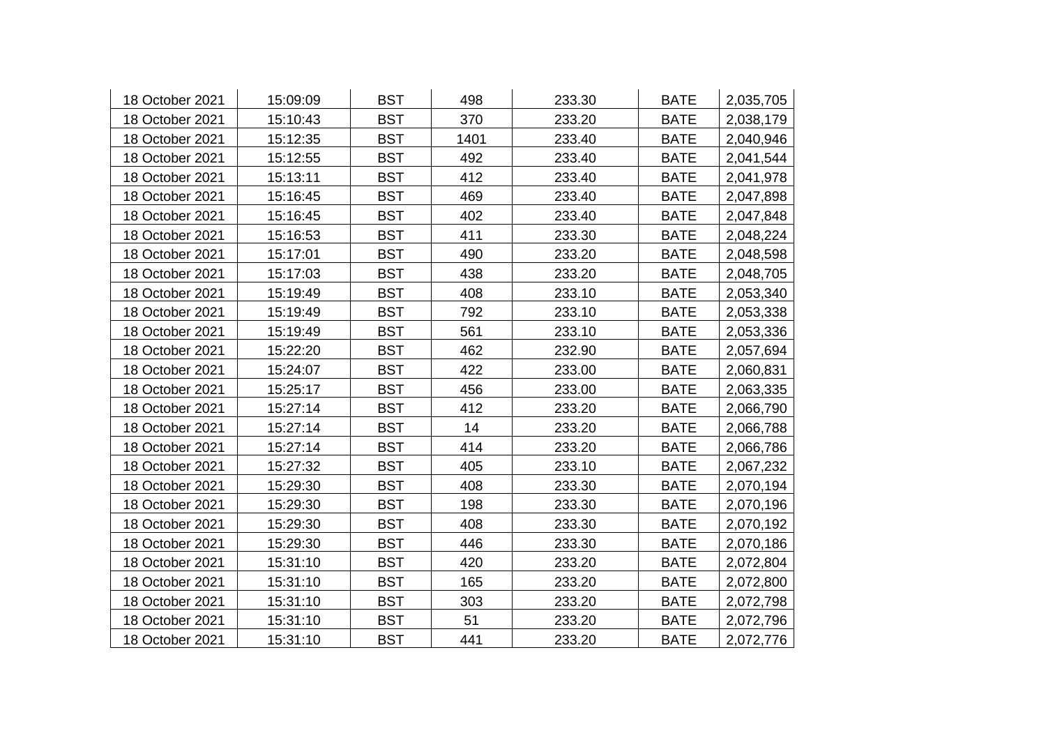| 18 October 2021 | 15:09:09 | BST | 498 | 233.30 | BATE | 2,035,705 |
|---|---|---|---|---|---|---|
| 18 October 2021 | 15:10:43 | BST | 370 | 233.20 | BATE | 2,038,179 |
| 18 October 2021 | 15:12:35 | BST | 1401 | 233.40 | BATE | 2,040,946 |
| 18 October 2021 | 15:12:55 | BST | 492 | 233.40 | BATE | 2,041,544 |
| 18 October 2021 | 15:13:11 | BST | 412 | 233.40 | BATE | 2,041,978 |
| 18 October 2021 | 15:16:45 | BST | 469 | 233.40 | BATE | 2,047,898 |
| 18 October 2021 | 15:16:45 | BST | 402 | 233.40 | BATE | 2,047,848 |
| 18 October 2021 | 15:16:53 | BST | 411 | 233.30 | BATE | 2,048,224 |
| 18 October 2021 | 15:17:01 | BST | 490 | 233.20 | BATE | 2,048,598 |
| 18 October 2021 | 15:17:03 | BST | 438 | 233.20 | BATE | 2,048,705 |
| 18 October 2021 | 15:19:49 | BST | 408 | 233.10 | BATE | 2,053,340 |
| 18 October 2021 | 15:19:49 | BST | 792 | 233.10 | BATE | 2,053,338 |
| 18 October 2021 | 15:19:49 | BST | 561 | 233.10 | BATE | 2,053,336 |
| 18 October 2021 | 15:22:20 | BST | 462 | 232.90 | BATE | 2,057,694 |
| 18 October 2021 | 15:24:07 | BST | 422 | 233.00 | BATE | 2,060,831 |
| 18 October 2021 | 15:25:17 | BST | 456 | 233.00 | BATE | 2,063,335 |
| 18 October 2021 | 15:27:14 | BST | 412 | 233.20 | BATE | 2,066,790 |
| 18 October 2021 | 15:27:14 | BST | 14 | 233.20 | BATE | 2,066,788 |
| 18 October 2021 | 15:27:14 | BST | 414 | 233.20 | BATE | 2,066,786 |
| 18 October 2021 | 15:27:32 | BST | 405 | 233.10 | BATE | 2,067,232 |
| 18 October 2021 | 15:29:30 | BST | 408 | 233.30 | BATE | 2,070,194 |
| 18 October 2021 | 15:29:30 | BST | 198 | 233.30 | BATE | 2,070,196 |
| 18 October 2021 | 15:29:30 | BST | 408 | 233.30 | BATE | 2,070,192 |
| 18 October 2021 | 15:29:30 | BST | 446 | 233.30 | BATE | 2,070,186 |
| 18 October 2021 | 15:31:10 | BST | 420 | 233.20 | BATE | 2,072,804 |
| 18 October 2021 | 15:31:10 | BST | 165 | 233.20 | BATE | 2,072,800 |
| 18 October 2021 | 15:31:10 | BST | 303 | 233.20 | BATE | 2,072,798 |
| 18 October 2021 | 15:31:10 | BST | 51 | 233.20 | BATE | 2,072,796 |
| 18 October 2021 | 15:31:10 | BST | 441 | 233.20 | BATE | 2,072,776 |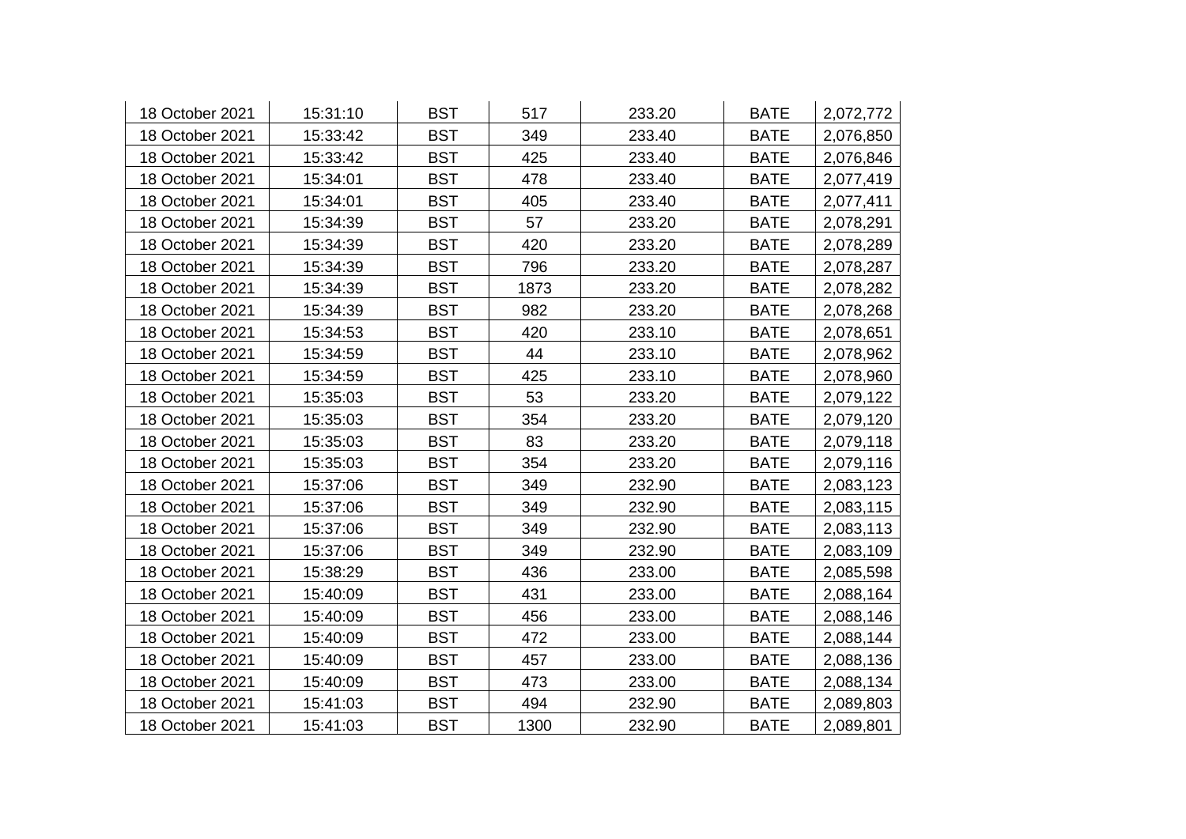| | | | | | | |
|---|---|---|---|---|---|---|
| 18 October 2021 | 15:31:10 | BST | 517 | 233.20 | BATE | 2,072,772 |
| 18 October 2021 | 15:33:42 | BST | 349 | 233.40 | BATE | 2,076,850 |
| 18 October 2021 | 15:33:42 | BST | 425 | 233.40 | BATE | 2,076,846 |
| 18 October 2021 | 15:34:01 | BST | 478 | 233.40 | BATE | 2,077,419 |
| 18 October 2021 | 15:34:01 | BST | 405 | 233.40 | BATE | 2,077,411 |
| 18 October 2021 | 15:34:39 | BST | 57 | 233.20 | BATE | 2,078,291 |
| 18 October 2021 | 15:34:39 | BST | 420 | 233.20 | BATE | 2,078,289 |
| 18 October 2021 | 15:34:39 | BST | 796 | 233.20 | BATE | 2,078,287 |
| 18 October 2021 | 15:34:39 | BST | 1873 | 233.20 | BATE | 2,078,282 |
| 18 October 2021 | 15:34:39 | BST | 982 | 233.20 | BATE | 2,078,268 |
| 18 October 2021 | 15:34:53 | BST | 420 | 233.10 | BATE | 2,078,651 |
| 18 October 2021 | 15:34:59 | BST | 44 | 233.10 | BATE | 2,078,962 |
| 18 October 2021 | 15:34:59 | BST | 425 | 233.10 | BATE | 2,078,960 |
| 18 October 2021 | 15:35:03 | BST | 53 | 233.20 | BATE | 2,079,122 |
| 18 October 2021 | 15:35:03 | BST | 354 | 233.20 | BATE | 2,079,120 |
| 18 October 2021 | 15:35:03 | BST | 83 | 233.20 | BATE | 2,079,118 |
| 18 October 2021 | 15:35:03 | BST | 354 | 233.20 | BATE | 2,079,116 |
| 18 October 2021 | 15:37:06 | BST | 349 | 232.90 | BATE | 2,083,123 |
| 18 October 2021 | 15:37:06 | BST | 349 | 232.90 | BATE | 2,083,115 |
| 18 October 2021 | 15:37:06 | BST | 349 | 232.90 | BATE | 2,083,113 |
| 18 October 2021 | 15:37:06 | BST | 349 | 232.90 | BATE | 2,083,109 |
| 18 October 2021 | 15:38:29 | BST | 436 | 233.00 | BATE | 2,085,598 |
| 18 October 2021 | 15:40:09 | BST | 431 | 233.00 | BATE | 2,088,164 |
| 18 October 2021 | 15:40:09 | BST | 456 | 233.00 | BATE | 2,088,146 |
| 18 October 2021 | 15:40:09 | BST | 472 | 233.00 | BATE | 2,088,144 |
| 18 October 2021 | 15:40:09 | BST | 457 | 233.00 | BATE | 2,088,136 |
| 18 October 2021 | 15:40:09 | BST | 473 | 233.00 | BATE | 2,088,134 |
| 18 October 2021 | 15:41:03 | BST | 494 | 232.90 | BATE | 2,089,803 |
| 18 October 2021 | 15:41:03 | BST | 1300 | 232.90 | BATE | 2,089,801 |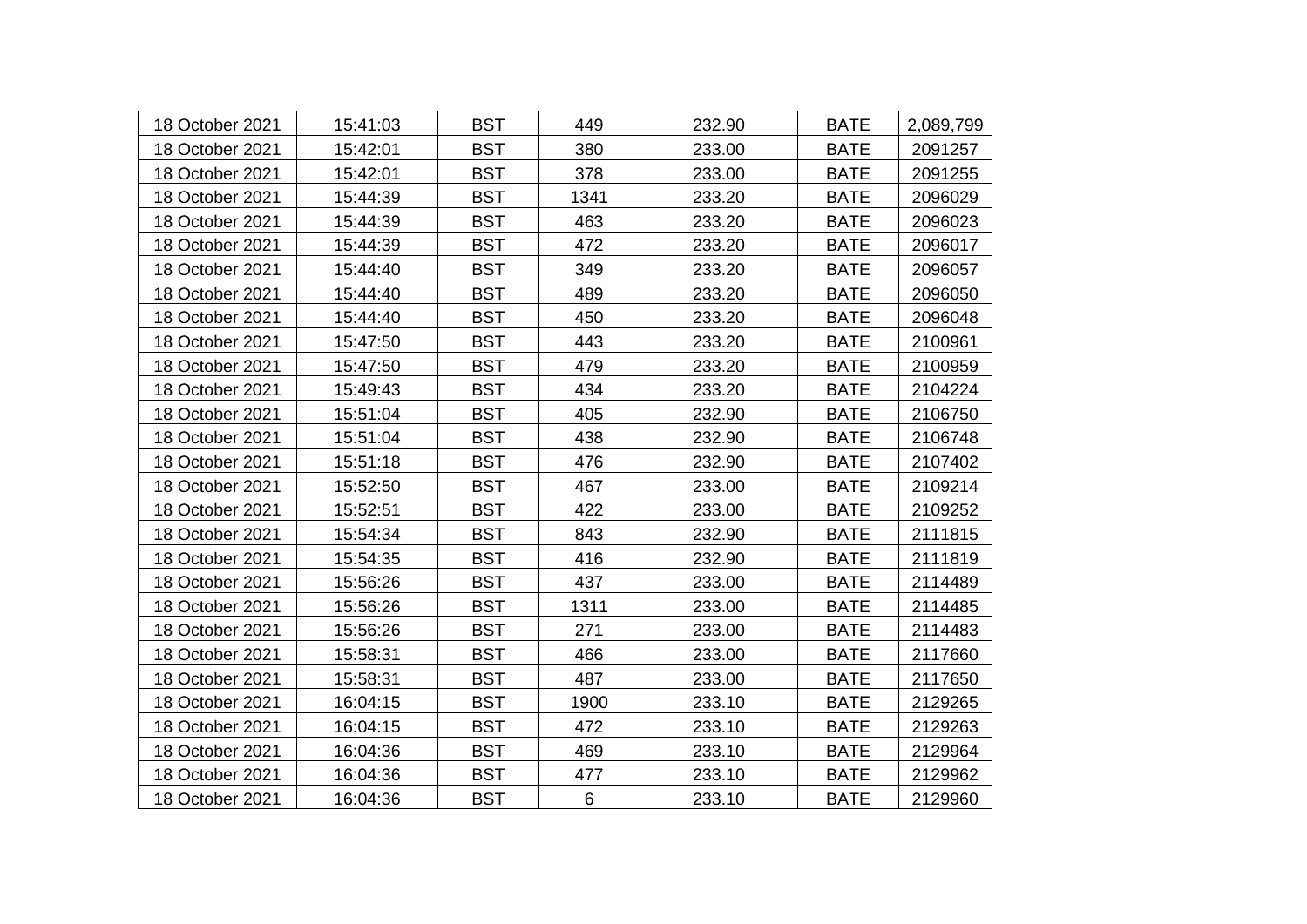| 18 October 2021 | 15:41:03 | BST | 449 | 232.90 | BATE | 2,089,799 |
|---|---|---|---|---|---|---|
| 18 October 2021 | 15:42:01 | BST | 380 | 233.00 | BATE | 2091257 |
| 18 October 2021 | 15:42:01 | BST | 378 | 233.00 | BATE | 2091255 |
| 18 October 2021 | 15:44:39 | BST | 1341 | 233.20 | BATE | 2096029 |
| 18 October 2021 | 15:44:39 | BST | 463 | 233.20 | BATE | 2096023 |
| 18 October 2021 | 15:44:39 | BST | 472 | 233.20 | BATE | 2096017 |
| 18 October 2021 | 15:44:40 | BST | 349 | 233.20 | BATE | 2096057 |
| 18 October 2021 | 15:44:40 | BST | 489 | 233.20 | BATE | 2096050 |
| 18 October 2021 | 15:44:40 | BST | 450 | 233.20 | BATE | 2096048 |
| 18 October 2021 | 15:47:50 | BST | 443 | 233.20 | BATE | 2100961 |
| 18 October 2021 | 15:47:50 | BST | 479 | 233.20 | BATE | 2100959 |
| 18 October 2021 | 15:49:43 | BST | 434 | 233.20 | BATE | 2104224 |
| 18 October 2021 | 15:51:04 | BST | 405 | 232.90 | BATE | 2106750 |
| 18 October 2021 | 15:51:04 | BST | 438 | 232.90 | BATE | 2106748 |
| 18 October 2021 | 15:51:18 | BST | 476 | 232.90 | BATE | 2107402 |
| 18 October 2021 | 15:52:50 | BST | 467 | 233.00 | BATE | 2109214 |
| 18 October 2021 | 15:52:51 | BST | 422 | 233.00 | BATE | 2109252 |
| 18 October 2021 | 15:54:34 | BST | 843 | 232.90 | BATE | 2111815 |
| 18 October 2021 | 15:54:35 | BST | 416 | 232.90 | BATE | 2111819 |
| 18 October 2021 | 15:56:26 | BST | 437 | 233.00 | BATE | 2114489 |
| 18 October 2021 | 15:56:26 | BST | 1311 | 233.00 | BATE | 2114485 |
| 18 October 2021 | 15:56:26 | BST | 271 | 233.00 | BATE | 2114483 |
| 18 October 2021 | 15:58:31 | BST | 466 | 233.00 | BATE | 2117660 |
| 18 October 2021 | 15:58:31 | BST | 487 | 233.00 | BATE | 2117650 |
| 18 October 2021 | 16:04:15 | BST | 1900 | 233.10 | BATE | 2129265 |
| 18 October 2021 | 16:04:15 | BST | 472 | 233.10 | BATE | 2129263 |
| 18 October 2021 | 16:04:36 | BST | 469 | 233.10 | BATE | 2129964 |
| 18 October 2021 | 16:04:36 | BST | 477 | 233.10 | BATE | 2129962 |
| 18 October 2021 | 16:04:36 | BST | 6 | 233.10 | BATE | 2129960 |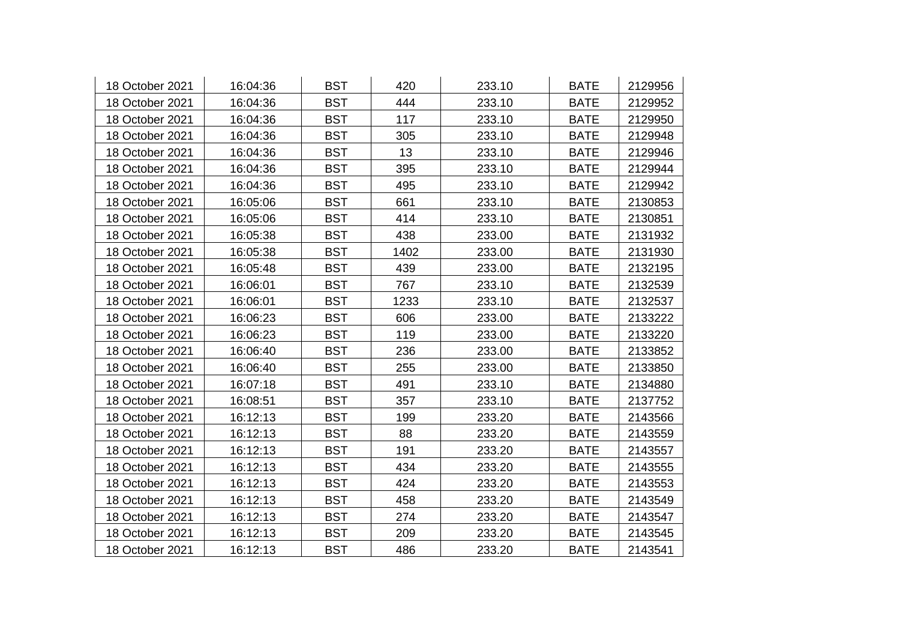| | | | | | | |
|---|---|---|---|---|---|---|
| 18 October 2021 | 16:04:36 | BST | 420 | 233.10 | BATE | 2129956 |
| 18 October 2021 | 16:04:36 | BST | 444 | 233.10 | BATE | 2129952 |
| 18 October 2021 | 16:04:36 | BST | 117 | 233.10 | BATE | 2129950 |
| 18 October 2021 | 16:04:36 | BST | 305 | 233.10 | BATE | 2129948 |
| 18 October 2021 | 16:04:36 | BST | 13 | 233.10 | BATE | 2129946 |
| 18 October 2021 | 16:04:36 | BST | 395 | 233.10 | BATE | 2129944 |
| 18 October 2021 | 16:04:36 | BST | 495 | 233.10 | BATE | 2129942 |
| 18 October 2021 | 16:05:06 | BST | 661 | 233.10 | BATE | 2130853 |
| 18 October 2021 | 16:05:06 | BST | 414 | 233.10 | BATE | 2130851 |
| 18 October 2021 | 16:05:38 | BST | 438 | 233.00 | BATE | 2131932 |
| 18 October 2021 | 16:05:38 | BST | 1402 | 233.00 | BATE | 2131930 |
| 18 October 2021 | 16:05:48 | BST | 439 | 233.00 | BATE | 2132195 |
| 18 October 2021 | 16:06:01 | BST | 767 | 233.10 | BATE | 2132539 |
| 18 October 2021 | 16:06:01 | BST | 1233 | 233.10 | BATE | 2132537 |
| 18 October 2021 | 16:06:23 | BST | 606 | 233.00 | BATE | 2133222 |
| 18 October 2021 | 16:06:23 | BST | 119 | 233.00 | BATE | 2133220 |
| 18 October 2021 | 16:06:40 | BST | 236 | 233.00 | BATE | 2133852 |
| 18 October 2021 | 16:06:40 | BST | 255 | 233.00 | BATE | 2133850 |
| 18 October 2021 | 16:07:18 | BST | 491 | 233.10 | BATE | 2134880 |
| 18 October 2021 | 16:08:51 | BST | 357 | 233.10 | BATE | 2137752 |
| 18 October 2021 | 16:12:13 | BST | 199 | 233.20 | BATE | 2143566 |
| 18 October 2021 | 16:12:13 | BST | 88 | 233.20 | BATE | 2143559 |
| 18 October 2021 | 16:12:13 | BST | 191 | 233.20 | BATE | 2143557 |
| 18 October 2021 | 16:12:13 | BST | 434 | 233.20 | BATE | 2143555 |
| 18 October 2021 | 16:12:13 | BST | 424 | 233.20 | BATE | 2143553 |
| 18 October 2021 | 16:12:13 | BST | 458 | 233.20 | BATE | 2143549 |
| 18 October 2021 | 16:12:13 | BST | 274 | 233.20 | BATE | 2143547 |
| 18 October 2021 | 16:12:13 | BST | 209 | 233.20 | BATE | 2143545 |
| 18 October 2021 | 16:12:13 | BST | 486 | 233.20 | BATE | 2143541 |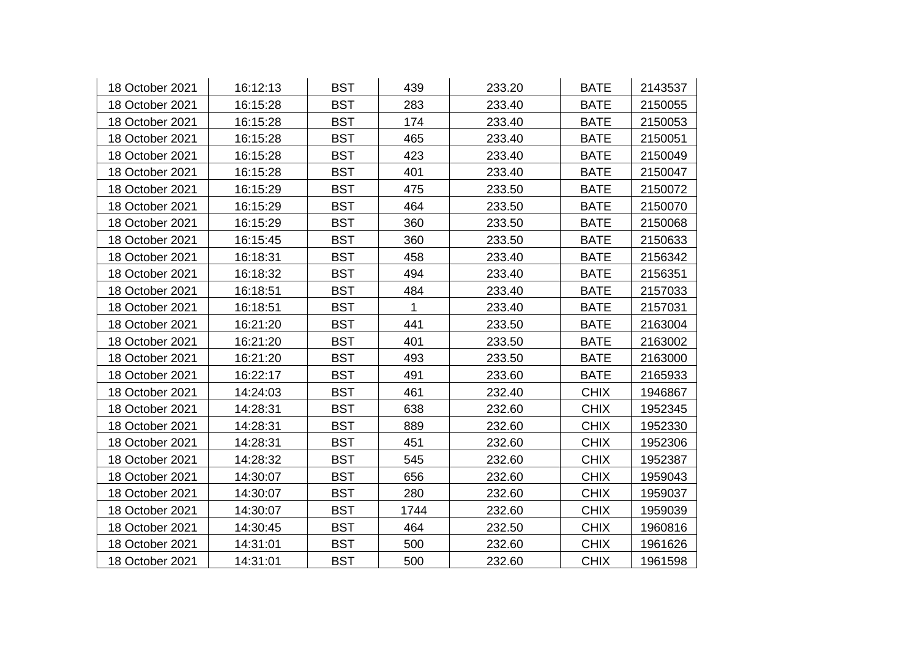| | | | | | | |
|---|---|---|---|---|---|---|
| 18 October 2021 | 16:12:13 | BST | 439 | 233.20 | BATE | 2143537 |
| 18 October 2021 | 16:15:28 | BST | 283 | 233.40 | BATE | 2150055 |
| 18 October 2021 | 16:15:28 | BST | 174 | 233.40 | BATE | 2150053 |
| 18 October 2021 | 16:15:28 | BST | 465 | 233.40 | BATE | 2150051 |
| 18 October 2021 | 16:15:28 | BST | 423 | 233.40 | BATE | 2150049 |
| 18 October 2021 | 16:15:28 | BST | 401 | 233.40 | BATE | 2150047 |
| 18 October 2021 | 16:15:29 | BST | 475 | 233.50 | BATE | 2150072 |
| 18 October 2021 | 16:15:29 | BST | 464 | 233.50 | BATE | 2150070 |
| 18 October 2021 | 16:15:29 | BST | 360 | 233.50 | BATE | 2150068 |
| 18 October 2021 | 16:15:45 | BST | 360 | 233.50 | BATE | 2150633 |
| 18 October 2021 | 16:18:31 | BST | 458 | 233.40 | BATE | 2156342 |
| 18 October 2021 | 16:18:32 | BST | 494 | 233.40 | BATE | 2156351 |
| 18 October 2021 | 16:18:51 | BST | 484 | 233.40 | BATE | 2157033 |
| 18 October 2021 | 16:18:51 | BST | 1 | 233.40 | BATE | 2157031 |
| 18 October 2021 | 16:21:20 | BST | 441 | 233.50 | BATE | 2163004 |
| 18 October 2021 | 16:21:20 | BST | 401 | 233.50 | BATE | 2163002 |
| 18 October 2021 | 16:21:20 | BST | 493 | 233.50 | BATE | 2163000 |
| 18 October 2021 | 16:22:17 | BST | 491 | 233.60 | BATE | 2165933 |
| 18 October 2021 | 14:24:03 | BST | 461 | 232.40 | CHIX | 1946867 |
| 18 October 2021 | 14:28:31 | BST | 638 | 232.60 | CHIX | 1952345 |
| 18 October 2021 | 14:28:31 | BST | 889 | 232.60 | CHIX | 1952330 |
| 18 October 2021 | 14:28:31 | BST | 451 | 232.60 | CHIX | 1952306 |
| 18 October 2021 | 14:28:32 | BST | 545 | 232.60 | CHIX | 1952387 |
| 18 October 2021 | 14:30:07 | BST | 656 | 232.60 | CHIX | 1959043 |
| 18 October 2021 | 14:30:07 | BST | 280 | 232.60 | CHIX | 1959037 |
| 18 October 2021 | 14:30:07 | BST | 1744 | 232.60 | CHIX | 1959039 |
| 18 October 2021 | 14:30:45 | BST | 464 | 232.50 | CHIX | 1960816 |
| 18 October 2021 | 14:31:01 | BST | 500 | 232.60 | CHIX | 1961626 |
| 18 October 2021 | 14:31:01 | BST | 500 | 232.60 | CHIX | 1961598 |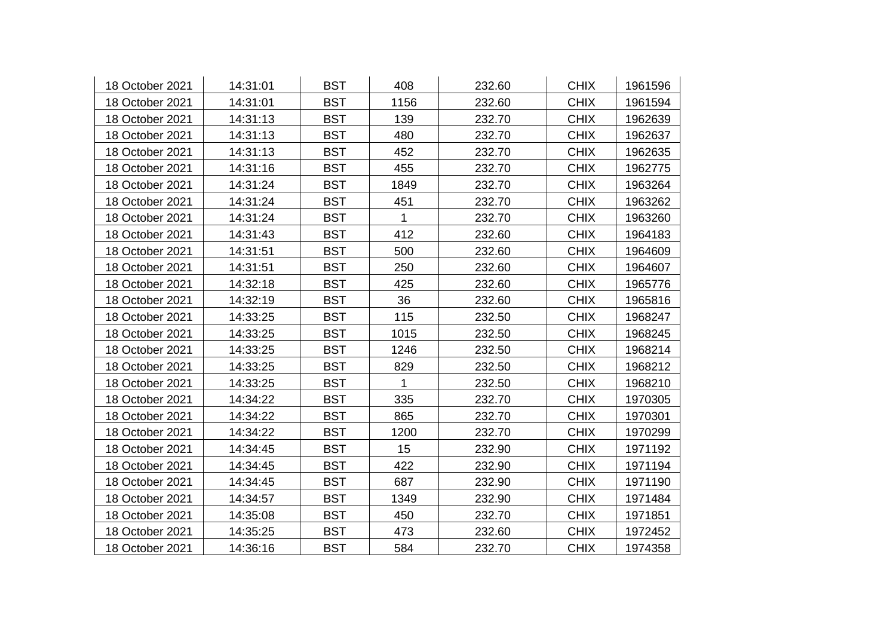| | | | | | | |
|---|---|---|---|---|---|---|
| 18 October 2021 | 14:31:01 | BST | 408 | 232.60 | CHIX | 1961596 |
| 18 October 2021 | 14:31:01 | BST | 1156 | 232.60 | CHIX | 1961594 |
| 18 October 2021 | 14:31:13 | BST | 139 | 232.70 | CHIX | 1962639 |
| 18 October 2021 | 14:31:13 | BST | 480 | 232.70 | CHIX | 1962637 |
| 18 October 2021 | 14:31:13 | BST | 452 | 232.70 | CHIX | 1962635 |
| 18 October 2021 | 14:31:16 | BST | 455 | 232.70 | CHIX | 1962775 |
| 18 October 2021 | 14:31:24 | BST | 1849 | 232.70 | CHIX | 1963264 |
| 18 October 2021 | 14:31:24 | BST | 451 | 232.70 | CHIX | 1963262 |
| 18 October 2021 | 14:31:24 | BST | 1 | 232.70 | CHIX | 1963260 |
| 18 October 2021 | 14:31:43 | BST | 412 | 232.60 | CHIX | 1964183 |
| 18 October 2021 | 14:31:51 | BST | 500 | 232.60 | CHIX | 1964609 |
| 18 October 2021 | 14:31:51 | BST | 250 | 232.60 | CHIX | 1964607 |
| 18 October 2021 | 14:32:18 | BST | 425 | 232.60 | CHIX | 1965776 |
| 18 October 2021 | 14:32:19 | BST | 36 | 232.60 | CHIX | 1965816 |
| 18 October 2021 | 14:33:25 | BST | 115 | 232.50 | CHIX | 1968247 |
| 18 October 2021 | 14:33:25 | BST | 1015 | 232.50 | CHIX | 1968245 |
| 18 October 2021 | 14:33:25 | BST | 1246 | 232.50 | CHIX | 1968214 |
| 18 October 2021 | 14:33:25 | BST | 829 | 232.50 | CHIX | 1968212 |
| 18 October 2021 | 14:33:25 | BST | 1 | 232.50 | CHIX | 1968210 |
| 18 October 2021 | 14:34:22 | BST | 335 | 232.70 | CHIX | 1970305 |
| 18 October 2021 | 14:34:22 | BST | 865 | 232.70 | CHIX | 1970301 |
| 18 October 2021 | 14:34:22 | BST | 1200 | 232.70 | CHIX | 1970299 |
| 18 October 2021 | 14:34:45 | BST | 15 | 232.90 | CHIX | 1971192 |
| 18 October 2021 | 14:34:45 | BST | 422 | 232.90 | CHIX | 1971194 |
| 18 October 2021 | 14:34:45 | BST | 687 | 232.90 | CHIX | 1971190 |
| 18 October 2021 | 14:34:57 | BST | 1349 | 232.90 | CHIX | 1971484 |
| 18 October 2021 | 14:35:08 | BST | 450 | 232.70 | CHIX | 1971851 |
| 18 October 2021 | 14:35:25 | BST | 473 | 232.60 | CHIX | 1972452 |
| 18 October 2021 | 14:36:16 | BST | 584 | 232.70 | CHIX | 1974358 |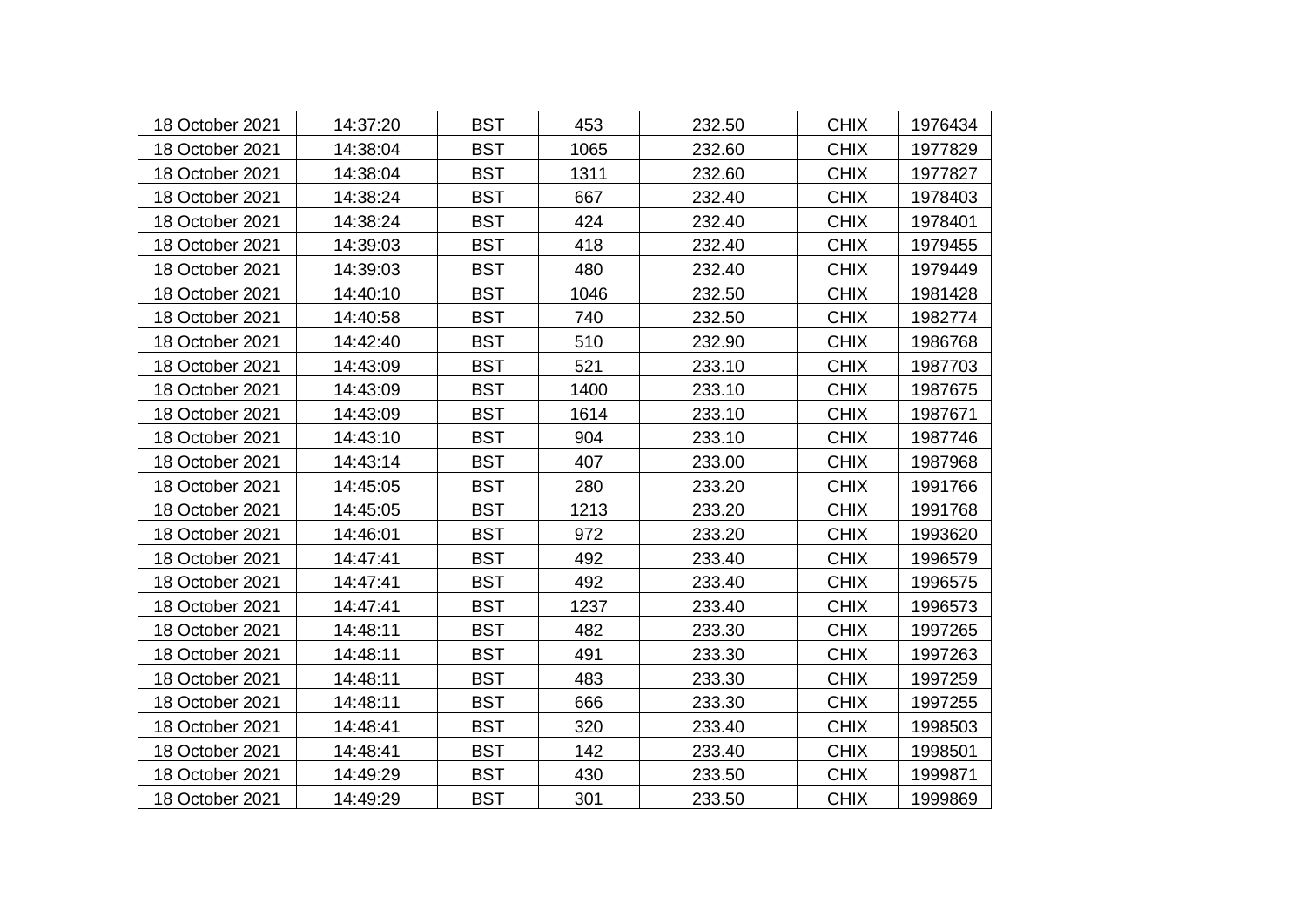| 18 October 2021 | 14:37:20 | BST | 453 | 232.50 | CHIX | 1976434 |
|---|---|---|---|---|---|---|
| 18 October 2021 | 14:38:04 | BST | 1065 | 232.60 | CHIX | 1977829 |
| 18 October 2021 | 14:38:04 | BST | 1311 | 232.60 | CHIX | 1977827 |
| 18 October 2021 | 14:38:24 | BST | 667 | 232.40 | CHIX | 1978403 |
| 18 October 2021 | 14:38:24 | BST | 424 | 232.40 | CHIX | 1978401 |
| 18 October 2021 | 14:39:03 | BST | 418 | 232.40 | CHIX | 1979455 |
| 18 October 2021 | 14:39:03 | BST | 480 | 232.40 | CHIX | 1979449 |
| 18 October 2021 | 14:40:10 | BST | 1046 | 232.50 | CHIX | 1981428 |
| 18 October 2021 | 14:40:58 | BST | 740 | 232.50 | CHIX | 1982774 |
| 18 October 2021 | 14:42:40 | BST | 510 | 232.90 | CHIX | 1986768 |
| 18 October 2021 | 14:43:09 | BST | 521 | 233.10 | CHIX | 1987703 |
| 18 October 2021 | 14:43:09 | BST | 1400 | 233.10 | CHIX | 1987675 |
| 18 October 2021 | 14:43:09 | BST | 1614 | 233.10 | CHIX | 1987671 |
| 18 October 2021 | 14:43:10 | BST | 904 | 233.10 | CHIX | 1987746 |
| 18 October 2021 | 14:43:14 | BST | 407 | 233.00 | CHIX | 1987968 |
| 18 October 2021 | 14:45:05 | BST | 280 | 233.20 | CHIX | 1991766 |
| 18 October 2021 | 14:45:05 | BST | 1213 | 233.20 | CHIX | 1991768 |
| 18 October 2021 | 14:46:01 | BST | 972 | 233.20 | CHIX | 1993620 |
| 18 October 2021 | 14:47:41 | BST | 492 | 233.40 | CHIX | 1996579 |
| 18 October 2021 | 14:47:41 | BST | 492 | 233.40 | CHIX | 1996575 |
| 18 October 2021 | 14:47:41 | BST | 1237 | 233.40 | CHIX | 1996573 |
| 18 October 2021 | 14:48:11 | BST | 482 | 233.30 | CHIX | 1997265 |
| 18 October 2021 | 14:48:11 | BST | 491 | 233.30 | CHIX | 1997263 |
| 18 October 2021 | 14:48:11 | BST | 483 | 233.30 | CHIX | 1997259 |
| 18 October 2021 | 14:48:11 | BST | 666 | 233.30 | CHIX | 1997255 |
| 18 October 2021 | 14:48:41 | BST | 320 | 233.40 | CHIX | 1998503 |
| 18 October 2021 | 14:48:41 | BST | 142 | 233.40 | CHIX | 1998501 |
| 18 October 2021 | 14:49:29 | BST | 430 | 233.50 | CHIX | 1999871 |
| 18 October 2021 | 14:49:29 | BST | 301 | 233.50 | CHIX | 1999869 |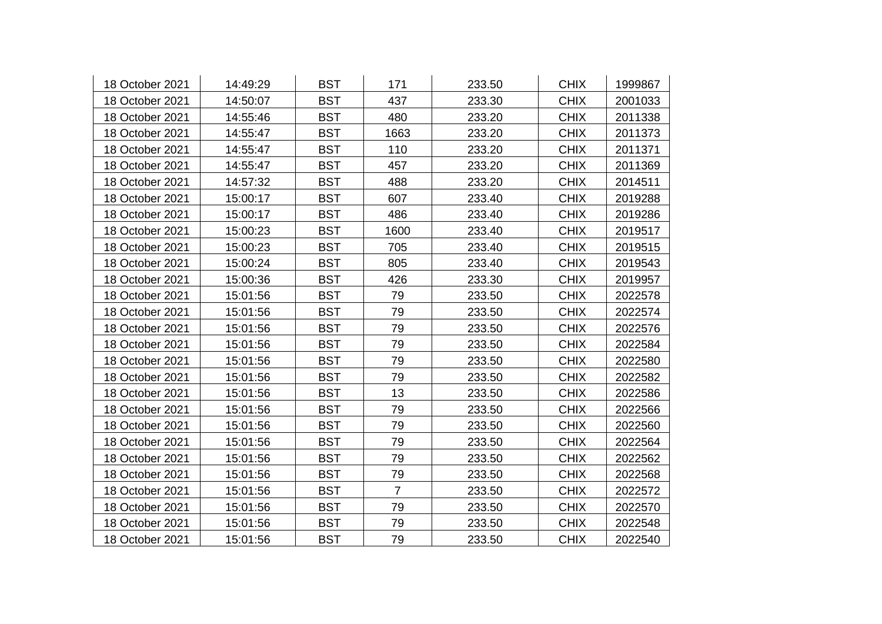| | | | | | | |
|---|---|---|---|---|---|---|
| 18 October 2021 | 14:49:29 | BST | 171 | 233.50 | CHIX | 1999867 |
| 18 October 2021 | 14:50:07 | BST | 437 | 233.30 | CHIX | 2001033 |
| 18 October 2021 | 14:55:46 | BST | 480 | 233.20 | CHIX | 2011338 |
| 18 October 2021 | 14:55:47 | BST | 1663 | 233.20 | CHIX | 2011373 |
| 18 October 2021 | 14:55:47 | BST | 110 | 233.20 | CHIX | 2011371 |
| 18 October 2021 | 14:55:47 | BST | 457 | 233.20 | CHIX | 2011369 |
| 18 October 2021 | 14:57:32 | BST | 488 | 233.20 | CHIX | 2014511 |
| 18 October 2021 | 15:00:17 | BST | 607 | 233.40 | CHIX | 2019288 |
| 18 October 2021 | 15:00:17 | BST | 486 | 233.40 | CHIX | 2019286 |
| 18 October 2021 | 15:00:23 | BST | 1600 | 233.40 | CHIX | 2019517 |
| 18 October 2021 | 15:00:23 | BST | 705 | 233.40 | CHIX | 2019515 |
| 18 October 2021 | 15:00:24 | BST | 805 | 233.40 | CHIX | 2019543 |
| 18 October 2021 | 15:00:36 | BST | 426 | 233.30 | CHIX | 2019957 |
| 18 October 2021 | 15:01:56 | BST | 79 | 233.50 | CHIX | 2022578 |
| 18 October 2021 | 15:01:56 | BST | 79 | 233.50 | CHIX | 2022574 |
| 18 October 2021 | 15:01:56 | BST | 79 | 233.50 | CHIX | 2022576 |
| 18 October 2021 | 15:01:56 | BST | 79 | 233.50 | CHIX | 2022584 |
| 18 October 2021 | 15:01:56 | BST | 79 | 233.50 | CHIX | 2022580 |
| 18 October 2021 | 15:01:56 | BST | 79 | 233.50 | CHIX | 2022582 |
| 18 October 2021 | 15:01:56 | BST | 13 | 233.50 | CHIX | 2022586 |
| 18 October 2021 | 15:01:56 | BST | 79 | 233.50 | CHIX | 2022566 |
| 18 October 2021 | 15:01:56 | BST | 79 | 233.50 | CHIX | 2022560 |
| 18 October 2021 | 15:01:56 | BST | 79 | 233.50 | CHIX | 2022564 |
| 18 October 2021 | 15:01:56 | BST | 79 | 233.50 | CHIX | 2022562 |
| 18 October 2021 | 15:01:56 | BST | 79 | 233.50 | CHIX | 2022568 |
| 18 October 2021 | 15:01:56 | BST | 7 | 233.50 | CHIX | 2022572 |
| 18 October 2021 | 15:01:56 | BST | 79 | 233.50 | CHIX | 2022570 |
| 18 October 2021 | 15:01:56 | BST | 79 | 233.50 | CHIX | 2022548 |
| 18 October 2021 | 15:01:56 | BST | 79 | 233.50 | CHIX | 2022540 |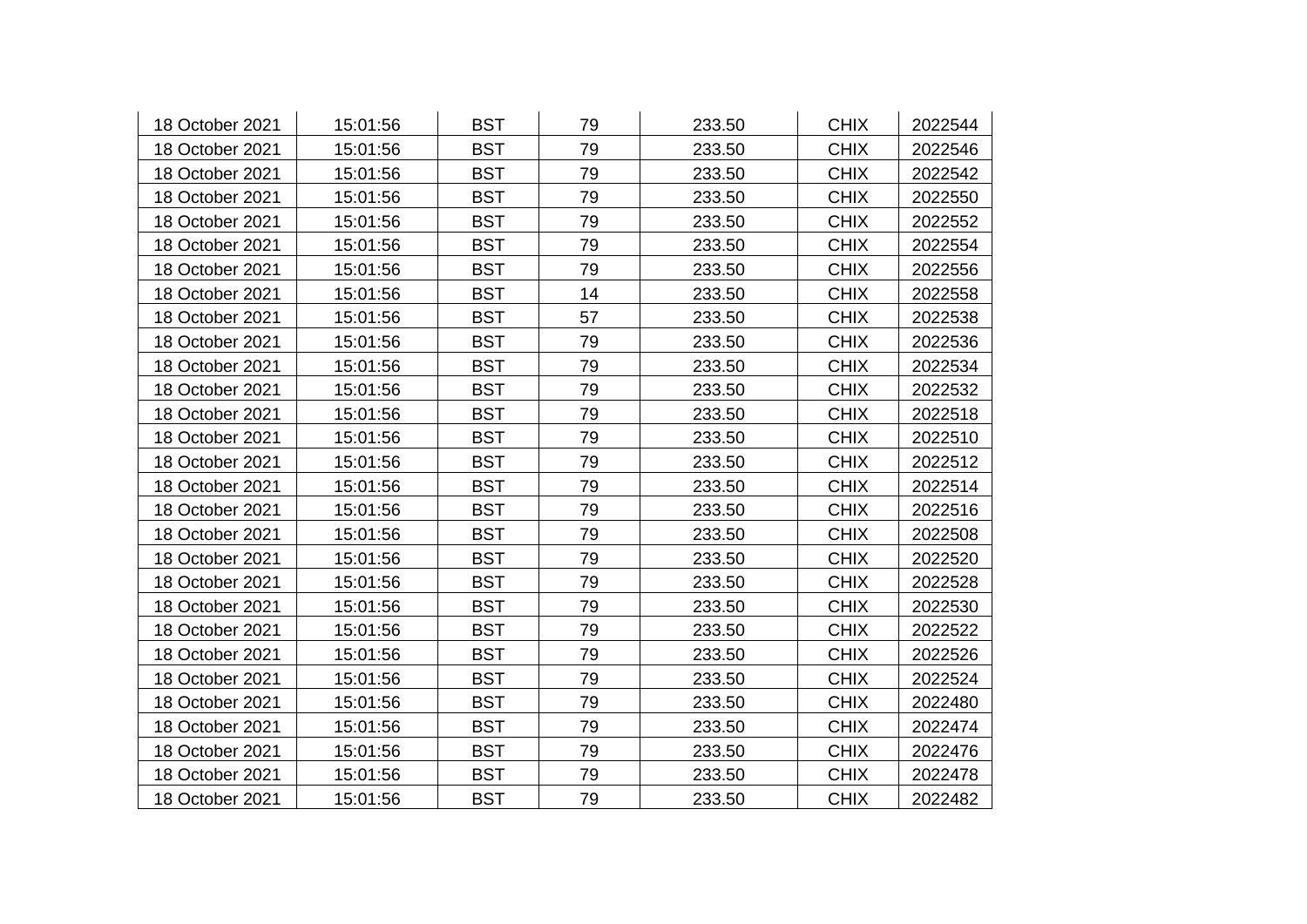| 18 October 2021 | 15:01:56 | BST | 79 | 233.50 | CHIX | 2022544 |
|---|---|---|---|---|---|---|
| 18 October 2021 | 15:01:56 | BST | 79 | 233.50 | CHIX | 2022546 |
| 18 October 2021 | 15:01:56 | BST | 79 | 233.50 | CHIX | 2022542 |
| 18 October 2021 | 15:01:56 | BST | 79 | 233.50 | CHIX | 2022550 |
| 18 October 2021 | 15:01:56 | BST | 79 | 233.50 | CHIX | 2022552 |
| 18 October 2021 | 15:01:56 | BST | 79 | 233.50 | CHIX | 2022554 |
| 18 October 2021 | 15:01:56 | BST | 79 | 233.50 | CHIX | 2022556 |
| 18 October 2021 | 15:01:56 | BST | 14 | 233.50 | CHIX | 2022558 |
| 18 October 2021 | 15:01:56 | BST | 57 | 233.50 | CHIX | 2022538 |
| 18 October 2021 | 15:01:56 | BST | 79 | 233.50 | CHIX | 2022536 |
| 18 October 2021 | 15:01:56 | BST | 79 | 233.50 | CHIX | 2022534 |
| 18 October 2021 | 15:01:56 | BST | 79 | 233.50 | CHIX | 2022532 |
| 18 October 2021 | 15:01:56 | BST | 79 | 233.50 | CHIX | 2022518 |
| 18 October 2021 | 15:01:56 | BST | 79 | 233.50 | CHIX | 2022510 |
| 18 October 2021 | 15:01:56 | BST | 79 | 233.50 | CHIX | 2022512 |
| 18 October 2021 | 15:01:56 | BST | 79 | 233.50 | CHIX | 2022514 |
| 18 October 2021 | 15:01:56 | BST | 79 | 233.50 | CHIX | 2022516 |
| 18 October 2021 | 15:01:56 | BST | 79 | 233.50 | CHIX | 2022508 |
| 18 October 2021 | 15:01:56 | BST | 79 | 233.50 | CHIX | 2022520 |
| 18 October 2021 | 15:01:56 | BST | 79 | 233.50 | CHIX | 2022528 |
| 18 October 2021 | 15:01:56 | BST | 79 | 233.50 | CHIX | 2022530 |
| 18 October 2021 | 15:01:56 | BST | 79 | 233.50 | CHIX | 2022522 |
| 18 October 2021 | 15:01:56 | BST | 79 | 233.50 | CHIX | 2022526 |
| 18 October 2021 | 15:01:56 | BST | 79 | 233.50 | CHIX | 2022524 |
| 18 October 2021 | 15:01:56 | BST | 79 | 233.50 | CHIX | 2022480 |
| 18 October 2021 | 15:01:56 | BST | 79 | 233.50 | CHIX | 2022474 |
| 18 October 2021 | 15:01:56 | BST | 79 | 233.50 | CHIX | 2022476 |
| 18 October 2021 | 15:01:56 | BST | 79 | 233.50 | CHIX | 2022478 |
| 18 October 2021 | 15:01:56 | BST | 79 | 233.50 | CHIX | 2022482 |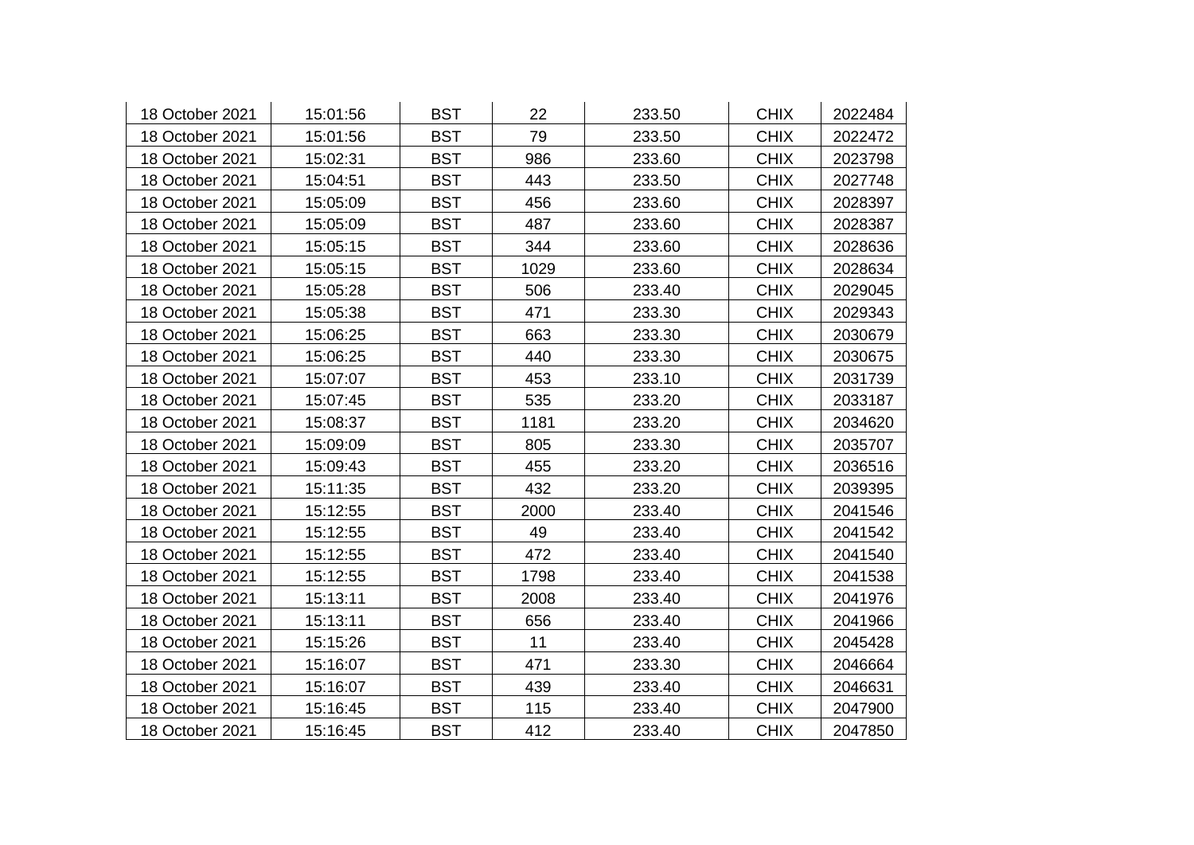| 18 October 2021 | 15:01:56 | BST | 22 | 233.50 | CHIX | 2022484 |
|---|---|---|---|---|---|---|
| 18 October 2021 | 15:01:56 | BST | 79 | 233.50 | CHIX | 2022472 |
| 18 October 2021 | 15:02:31 | BST | 986 | 233.60 | CHIX | 2023798 |
| 18 October 2021 | 15:04:51 | BST | 443 | 233.50 | CHIX | 2027748 |
| 18 October 2021 | 15:05:09 | BST | 456 | 233.60 | CHIX | 2028397 |
| 18 October 2021 | 15:05:09 | BST | 487 | 233.60 | CHIX | 2028387 |
| 18 October 2021 | 15:05:15 | BST | 344 | 233.60 | CHIX | 2028636 |
| 18 October 2021 | 15:05:15 | BST | 1029 | 233.60 | CHIX | 2028634 |
| 18 October 2021 | 15:05:28 | BST | 506 | 233.40 | CHIX | 2029045 |
| 18 October 2021 | 15:05:38 | BST | 471 | 233.30 | CHIX | 2029343 |
| 18 October 2021 | 15:06:25 | BST | 663 | 233.30 | CHIX | 2030679 |
| 18 October 2021 | 15:06:25 | BST | 440 | 233.30 | CHIX | 2030675 |
| 18 October 2021 | 15:07:07 | BST | 453 | 233.10 | CHIX | 2031739 |
| 18 October 2021 | 15:07:45 | BST | 535 | 233.20 | CHIX | 2033187 |
| 18 October 2021 | 15:08:37 | BST | 1181 | 233.20 | CHIX | 2034620 |
| 18 October 2021 | 15:09:09 | BST | 805 | 233.30 | CHIX | 2035707 |
| 18 October 2021 | 15:09:43 | BST | 455 | 233.20 | CHIX | 2036516 |
| 18 October 2021 | 15:11:35 | BST | 432 | 233.20 | CHIX | 2039395 |
| 18 October 2021 | 15:12:55 | BST | 2000 | 233.40 | CHIX | 2041546 |
| 18 October 2021 | 15:12:55 | BST | 49 | 233.40 | CHIX | 2041542 |
| 18 October 2021 | 15:12:55 | BST | 472 | 233.40 | CHIX | 2041540 |
| 18 October 2021 | 15:12:55 | BST | 1798 | 233.40 | CHIX | 2041538 |
| 18 October 2021 | 15:13:11 | BST | 2008 | 233.40 | CHIX | 2041976 |
| 18 October 2021 | 15:13:11 | BST | 656 | 233.40 | CHIX | 2041966 |
| 18 October 2021 | 15:15:26 | BST | 11 | 233.40 | CHIX | 2045428 |
| 18 October 2021 | 15:16:07 | BST | 471 | 233.30 | CHIX | 2046664 |
| 18 October 2021 | 15:16:07 | BST | 439 | 233.40 | CHIX | 2046631 |
| 18 October 2021 | 15:16:45 | BST | 115 | 233.40 | CHIX | 2047900 |
| 18 October 2021 | 15:16:45 | BST | 412 | 233.40 | CHIX | 2047850 |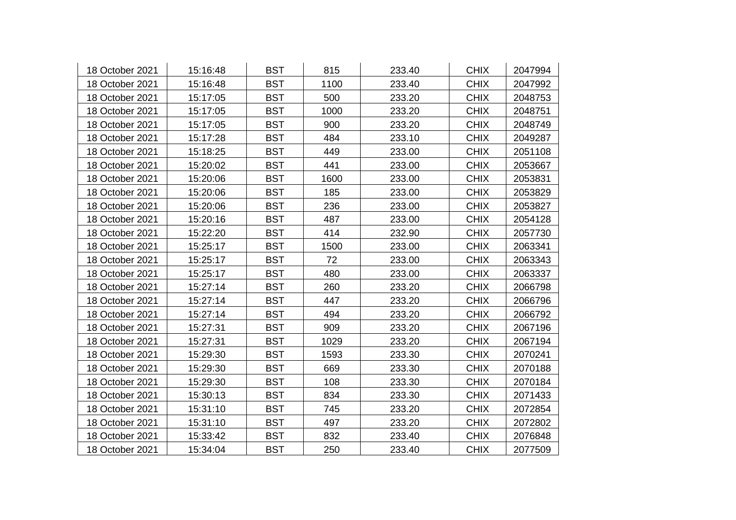| 18 October 2021 | 15:16:48 | BST | 815 | 233.40 | CHIX | 2047994 |
|---|---|---|---|---|---|---|
| 18 October 2021 | 15:16:48 | BST | 1100 | 233.40 | CHIX | 2047992 |
| 18 October 2021 | 15:17:05 | BST | 500 | 233.20 | CHIX | 2048753 |
| 18 October 2021 | 15:17:05 | BST | 1000 | 233.20 | CHIX | 2048751 |
| 18 October 2021 | 15:17:05 | BST | 900 | 233.20 | CHIX | 2048749 |
| 18 October 2021 | 15:17:28 | BST | 484 | 233.10 | CHIX | 2049287 |
| 18 October 2021 | 15:18:25 | BST | 449 | 233.00 | CHIX | 2051108 |
| 18 October 2021 | 15:20:02 | BST | 441 | 233.00 | CHIX | 2053667 |
| 18 October 2021 | 15:20:06 | BST | 1600 | 233.00 | CHIX | 2053831 |
| 18 October 2021 | 15:20:06 | BST | 185 | 233.00 | CHIX | 2053829 |
| 18 October 2021 | 15:20:06 | BST | 236 | 233.00 | CHIX | 2053827 |
| 18 October 2021 | 15:20:16 | BST | 487 | 233.00 | CHIX | 2054128 |
| 18 October 2021 | 15:22:20 | BST | 414 | 232.90 | CHIX | 2057730 |
| 18 October 2021 | 15:25:17 | BST | 1500 | 233.00 | CHIX | 2063341 |
| 18 October 2021 | 15:25:17 | BST | 72 | 233.00 | CHIX | 2063343 |
| 18 October 2021 | 15:25:17 | BST | 480 | 233.00 | CHIX | 2063337 |
| 18 October 2021 | 15:27:14 | BST | 260 | 233.20 | CHIX | 2066798 |
| 18 October 2021 | 15:27:14 | BST | 447 | 233.20 | CHIX | 2066796 |
| 18 October 2021 | 15:27:14 | BST | 494 | 233.20 | CHIX | 2066792 |
| 18 October 2021 | 15:27:31 | BST | 909 | 233.20 | CHIX | 2067196 |
| 18 October 2021 | 15:27:31 | BST | 1029 | 233.20 | CHIX | 2067194 |
| 18 October 2021 | 15:29:30 | BST | 1593 | 233.30 | CHIX | 2070241 |
| 18 October 2021 | 15:29:30 | BST | 669 | 233.30 | CHIX | 2070188 |
| 18 October 2021 | 15:29:30 | BST | 108 | 233.30 | CHIX | 2070184 |
| 18 October 2021 | 15:30:13 | BST | 834 | 233.30 | CHIX | 2071433 |
| 18 October 2021 | 15:31:10 | BST | 745 | 233.20 | CHIX | 2072854 |
| 18 October 2021 | 15:31:10 | BST | 497 | 233.20 | CHIX | 2072802 |
| 18 October 2021 | 15:33:42 | BST | 832 | 233.40 | CHIX | 2076848 |
| 18 October 2021 | 15:34:04 | BST | 250 | 233.40 | CHIX | 2077509 |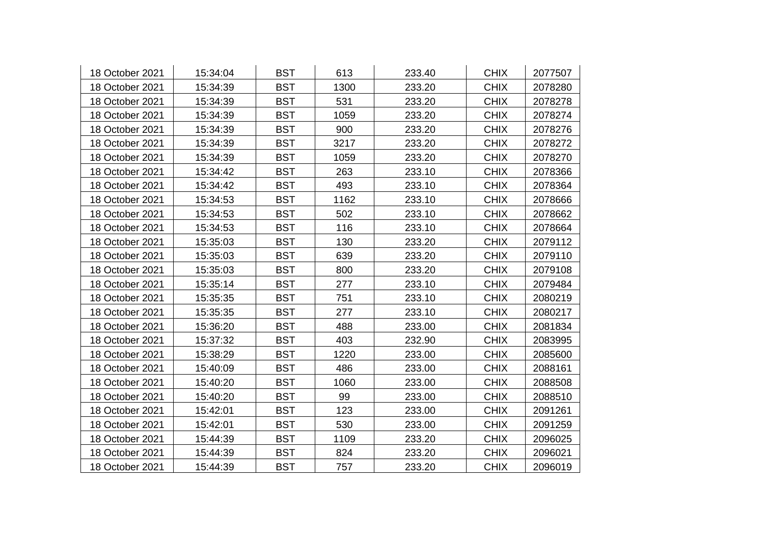| | | | | | | |
|---|---|---|---|---|---|---|
| 18 October 2021 | 15:34:04 | BST | 613 | 233.40 | CHIX | 2077507 |
| 18 October 2021 | 15:34:39 | BST | 1300 | 233.20 | CHIX | 2078280 |
| 18 October 2021 | 15:34:39 | BST | 531 | 233.20 | CHIX | 2078278 |
| 18 October 2021 | 15:34:39 | BST | 1059 | 233.20 | CHIX | 2078274 |
| 18 October 2021 | 15:34:39 | BST | 900 | 233.20 | CHIX | 2078276 |
| 18 October 2021 | 15:34:39 | BST | 3217 | 233.20 | CHIX | 2078272 |
| 18 October 2021 | 15:34:39 | BST | 1059 | 233.20 | CHIX | 2078270 |
| 18 October 2021 | 15:34:42 | BST | 263 | 233.10 | CHIX | 2078366 |
| 18 October 2021 | 15:34:42 | BST | 493 | 233.10 | CHIX | 2078364 |
| 18 October 2021 | 15:34:53 | BST | 1162 | 233.10 | CHIX | 2078666 |
| 18 October 2021 | 15:34:53 | BST | 502 | 233.10 | CHIX | 2078662 |
| 18 October 2021 | 15:34:53 | BST | 116 | 233.10 | CHIX | 2078664 |
| 18 October 2021 | 15:35:03 | BST | 130 | 233.20 | CHIX | 2079112 |
| 18 October 2021 | 15:35:03 | BST | 639 | 233.20 | CHIX | 2079110 |
| 18 October 2021 | 15:35:03 | BST | 800 | 233.20 | CHIX | 2079108 |
| 18 October 2021 | 15:35:14 | BST | 277 | 233.10 | CHIX | 2079484 |
| 18 October 2021 | 15:35:35 | BST | 751 | 233.10 | CHIX | 2080219 |
| 18 October 2021 | 15:35:35 | BST | 277 | 233.10 | CHIX | 2080217 |
| 18 October 2021 | 15:36:20 | BST | 488 | 233.00 | CHIX | 2081834 |
| 18 October 2021 | 15:37:32 | BST | 403 | 232.90 | CHIX | 2083995 |
| 18 October 2021 | 15:38:29 | BST | 1220 | 233.00 | CHIX | 2085600 |
| 18 October 2021 | 15:40:09 | BST | 486 | 233.00 | CHIX | 2088161 |
| 18 October 2021 | 15:40:20 | BST | 1060 | 233.00 | CHIX | 2088508 |
| 18 October 2021 | 15:40:20 | BST | 99 | 233.00 | CHIX | 2088510 |
| 18 October 2021 | 15:42:01 | BST | 123 | 233.00 | CHIX | 2091261 |
| 18 October 2021 | 15:42:01 | BST | 530 | 233.00 | CHIX | 2091259 |
| 18 October 2021 | 15:44:39 | BST | 1109 | 233.20 | CHIX | 2096025 |
| 18 October 2021 | 15:44:39 | BST | 824 | 233.20 | CHIX | 2096021 |
| 18 October 2021 | 15:44:39 | BST | 757 | 233.20 | CHIX | 2096019 |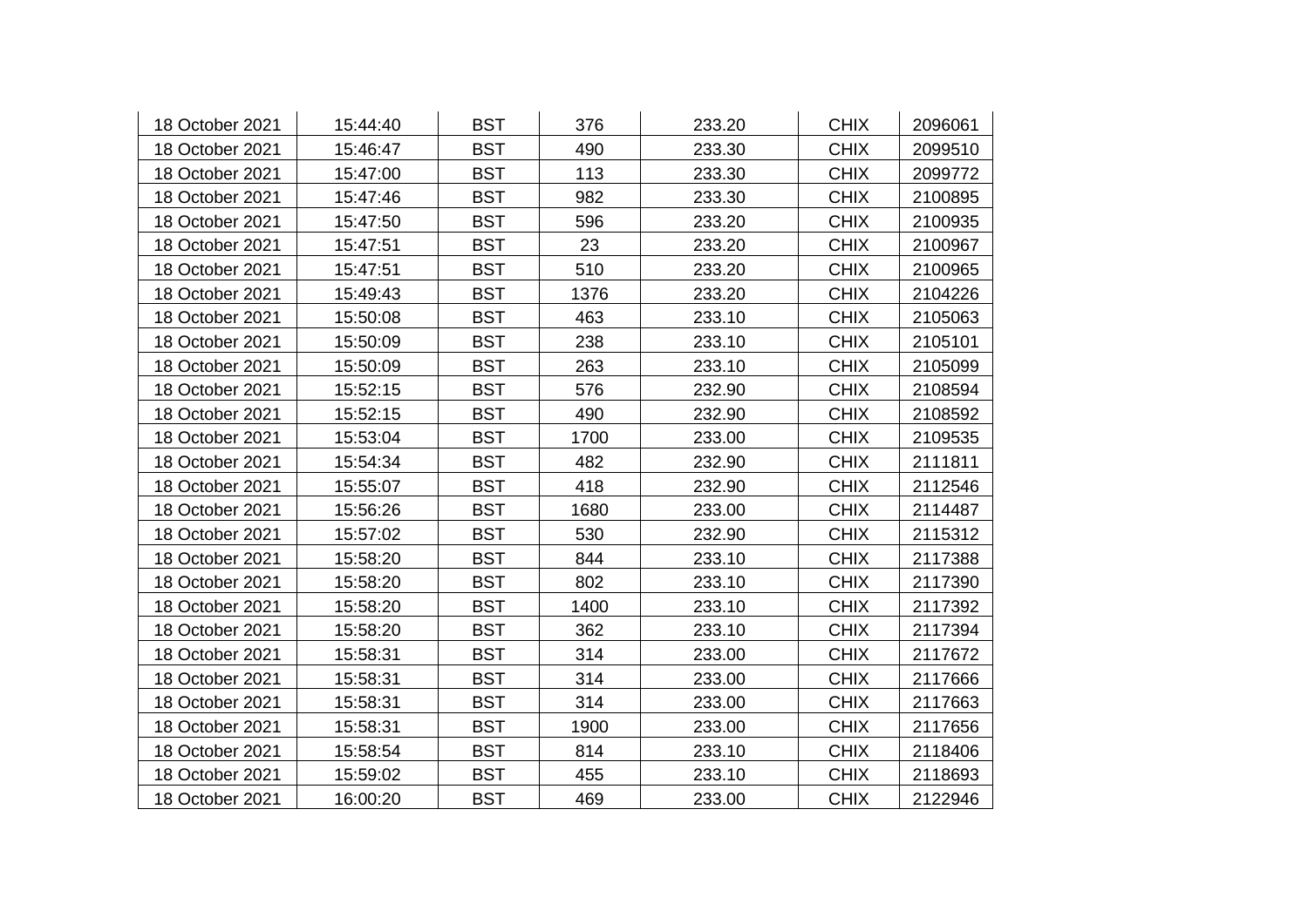| | | | | | | |
|---|---|---|---|---|---|---|
| 18 October 2021 | 15:44:40 | BST | 376 | 233.20 | CHIX | 2096061 |
| 18 October 2021 | 15:46:47 | BST | 490 | 233.30 | CHIX | 2099510 |
| 18 October 2021 | 15:47:00 | BST | 113 | 233.30 | CHIX | 2099772 |
| 18 October 2021 | 15:47:46 | BST | 982 | 233.30 | CHIX | 2100895 |
| 18 October 2021 | 15:47:50 | BST | 596 | 233.20 | CHIX | 2100935 |
| 18 October 2021 | 15:47:51 | BST | 23 | 233.20 | CHIX | 2100967 |
| 18 October 2021 | 15:47:51 | BST | 510 | 233.20 | CHIX | 2100965 |
| 18 October 2021 | 15:49:43 | BST | 1376 | 233.20 | CHIX | 2104226 |
| 18 October 2021 | 15:50:08 | BST | 463 | 233.10 | CHIX | 2105063 |
| 18 October 2021 | 15:50:09 | BST | 238 | 233.10 | CHIX | 2105101 |
| 18 October 2021 | 15:50:09 | BST | 263 | 233.10 | CHIX | 2105099 |
| 18 October 2021 | 15:52:15 | BST | 576 | 232.90 | CHIX | 2108594 |
| 18 October 2021 | 15:52:15 | BST | 490 | 232.90 | CHIX | 2108592 |
| 18 October 2021 | 15:53:04 | BST | 1700 | 233.00 | CHIX | 2109535 |
| 18 October 2021 | 15:54:34 | BST | 482 | 232.90 | CHIX | 2111811 |
| 18 October 2021 | 15:55:07 | BST | 418 | 232.90 | CHIX | 2112546 |
| 18 October 2021 | 15:56:26 | BST | 1680 | 233.00 | CHIX | 2114487 |
| 18 October 2021 | 15:57:02 | BST | 530 | 232.90 | CHIX | 2115312 |
| 18 October 2021 | 15:58:20 | BST | 844 | 233.10 | CHIX | 2117388 |
| 18 October 2021 | 15:58:20 | BST | 802 | 233.10 | CHIX | 2117390 |
| 18 October 2021 | 15:58:20 | BST | 1400 | 233.10 | CHIX | 2117392 |
| 18 October 2021 | 15:58:20 | BST | 362 | 233.10 | CHIX | 2117394 |
| 18 October 2021 | 15:58:31 | BST | 314 | 233.00 | CHIX | 2117672 |
| 18 October 2021 | 15:58:31 | BST | 314 | 233.00 | CHIX | 2117666 |
| 18 October 2021 | 15:58:31 | BST | 314 | 233.00 | CHIX | 2117663 |
| 18 October 2021 | 15:58:31 | BST | 1900 | 233.00 | CHIX | 2117656 |
| 18 October 2021 | 15:58:54 | BST | 814 | 233.10 | CHIX | 2118406 |
| 18 October 2021 | 15:59:02 | BST | 455 | 233.10 | CHIX | 2118693 |
| 18 October 2021 | 16:00:20 | BST | 469 | 233.00 | CHIX | 2122946 |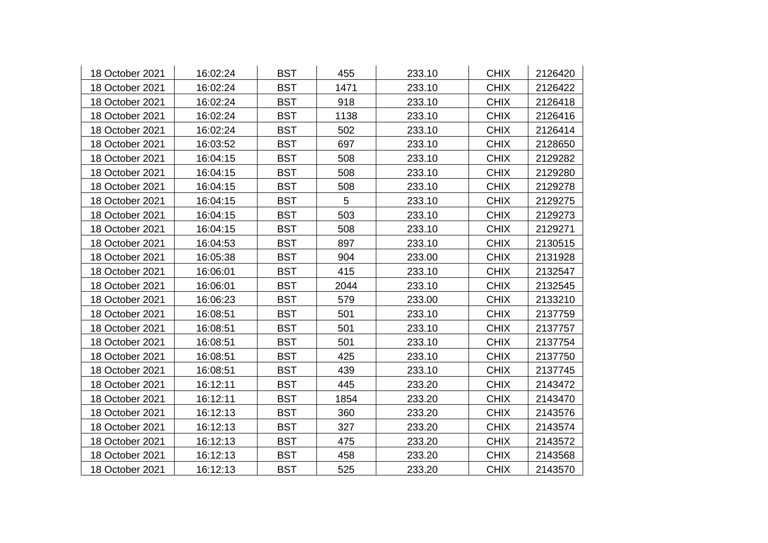| | | | | | | |
|---|---|---|---|---|---|---|
| 18 October 2021 | 16:02:24 | BST | 455 | 233.10 | CHIX | 2126420 |
| 18 October 2021 | 16:02:24 | BST | 1471 | 233.10 | CHIX | 2126422 |
| 18 October 2021 | 16:02:24 | BST | 918 | 233.10 | CHIX | 2126418 |
| 18 October 2021 | 16:02:24 | BST | 1138 | 233.10 | CHIX | 2126416 |
| 18 October 2021 | 16:02:24 | BST | 502 | 233.10 | CHIX | 2126414 |
| 18 October 2021 | 16:03:52 | BST | 697 | 233.10 | CHIX | 2128650 |
| 18 October 2021 | 16:04:15 | BST | 508 | 233.10 | CHIX | 2129282 |
| 18 October 2021 | 16:04:15 | BST | 508 | 233.10 | CHIX | 2129280 |
| 18 October 2021 | 16:04:15 | BST | 508 | 233.10 | CHIX | 2129278 |
| 18 October 2021 | 16:04:15 | BST | 5 | 233.10 | CHIX | 2129275 |
| 18 October 2021 | 16:04:15 | BST | 503 | 233.10 | CHIX | 2129273 |
| 18 October 2021 | 16:04:15 | BST | 508 | 233.10 | CHIX | 2129271 |
| 18 October 2021 | 16:04:53 | BST | 897 | 233.10 | CHIX | 2130515 |
| 18 October 2021 | 16:05:38 | BST | 904 | 233.00 | CHIX | 2131928 |
| 18 October 2021 | 16:06:01 | BST | 415 | 233.10 | CHIX | 2132547 |
| 18 October 2021 | 16:06:01 | BST | 2044 | 233.10 | CHIX | 2132545 |
| 18 October 2021 | 16:06:23 | BST | 579 | 233.00 | CHIX | 2133210 |
| 18 October 2021 | 16:08:51 | BST | 501 | 233.10 | CHIX | 2137759 |
| 18 October 2021 | 16:08:51 | BST | 501 | 233.10 | CHIX | 2137757 |
| 18 October 2021 | 16:08:51 | BST | 501 | 233.10 | CHIX | 2137754 |
| 18 October 2021 | 16:08:51 | BST | 425 | 233.10 | CHIX | 2137750 |
| 18 October 2021 | 16:08:51 | BST | 439 | 233.10 | CHIX | 2137745 |
| 18 October 2021 | 16:12:11 | BST | 445 | 233.20 | CHIX | 2143472 |
| 18 October 2021 | 16:12:11 | BST | 1854 | 233.20 | CHIX | 2143470 |
| 18 October 2021 | 16:12:13 | BST | 360 | 233.20 | CHIX | 2143576 |
| 18 October 2021 | 16:12:13 | BST | 327 | 233.20 | CHIX | 2143574 |
| 18 October 2021 | 16:12:13 | BST | 475 | 233.20 | CHIX | 2143572 |
| 18 October 2021 | 16:12:13 | BST | 458 | 233.20 | CHIX | 2143568 |
| 18 October 2021 | 16:12:13 | BST | 525 | 233.20 | CHIX | 2143570 |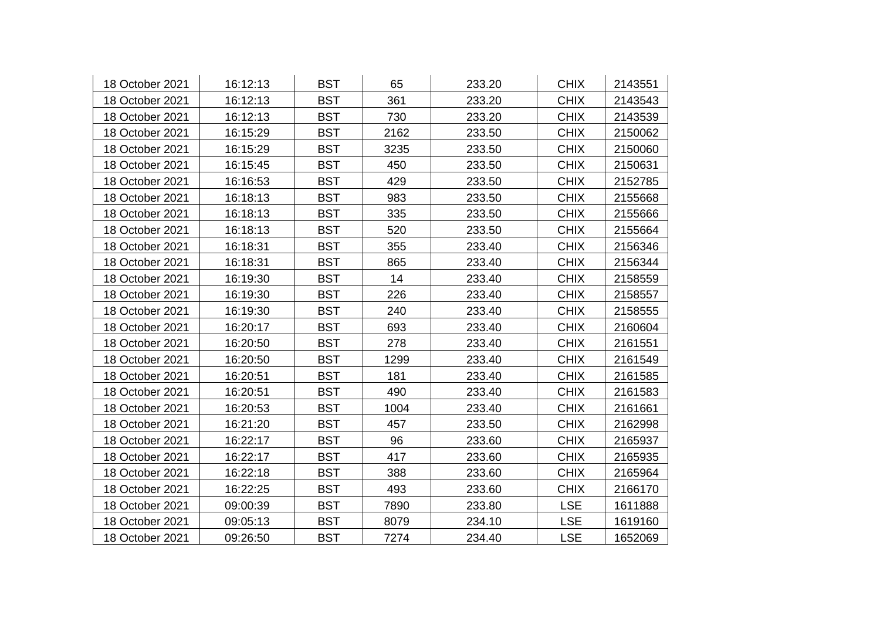| | | | | | | |
|---|---|---|---|---|---|---|
| 18 October 2021 | 16:12:13 | BST | 65 | 233.20 | CHIX | 2143551 |
| 18 October 2021 | 16:12:13 | BST | 361 | 233.20 | CHIX | 2143543 |
| 18 October 2021 | 16:12:13 | BST | 730 | 233.20 | CHIX | 2143539 |
| 18 October 2021 | 16:15:29 | BST | 2162 | 233.50 | CHIX | 2150062 |
| 18 October 2021 | 16:15:29 | BST | 3235 | 233.50 | CHIX | 2150060 |
| 18 October 2021 | 16:15:45 | BST | 450 | 233.50 | CHIX | 2150631 |
| 18 October 2021 | 16:16:53 | BST | 429 | 233.50 | CHIX | 2152785 |
| 18 October 2021 | 16:18:13 | BST | 983 | 233.50 | CHIX | 2155668 |
| 18 October 2021 | 16:18:13 | BST | 335 | 233.50 | CHIX | 2155666 |
| 18 October 2021 | 16:18:13 | BST | 520 | 233.50 | CHIX | 2155664 |
| 18 October 2021 | 16:18:31 | BST | 355 | 233.40 | CHIX | 2156346 |
| 18 October 2021 | 16:18:31 | BST | 865 | 233.40 | CHIX | 2156344 |
| 18 October 2021 | 16:19:30 | BST | 14 | 233.40 | CHIX | 2158559 |
| 18 October 2021 | 16:19:30 | BST | 226 | 233.40 | CHIX | 2158557 |
| 18 October 2021 | 16:19:30 | BST | 240 | 233.40 | CHIX | 2158555 |
| 18 October 2021 | 16:20:17 | BST | 693 | 233.40 | CHIX | 2160604 |
| 18 October 2021 | 16:20:50 | BST | 278 | 233.40 | CHIX | 2161551 |
| 18 October 2021 | 16:20:50 | BST | 1299 | 233.40 | CHIX | 2161549 |
| 18 October 2021 | 16:20:51 | BST | 181 | 233.40 | CHIX | 2161585 |
| 18 October 2021 | 16:20:51 | BST | 490 | 233.40 | CHIX | 2161583 |
| 18 October 2021 | 16:20:53 | BST | 1004 | 233.40 | CHIX | 2161661 |
| 18 October 2021 | 16:21:20 | BST | 457 | 233.50 | CHIX | 2162998 |
| 18 October 2021 | 16:22:17 | BST | 96 | 233.60 | CHIX | 2165937 |
| 18 October 2021 | 16:22:17 | BST | 417 | 233.60 | CHIX | 2165935 |
| 18 October 2021 | 16:22:18 | BST | 388 | 233.60 | CHIX | 2165964 |
| 18 October 2021 | 16:22:25 | BST | 493 | 233.60 | CHIX | 2166170 |
| 18 October 2021 | 09:00:39 | BST | 7890 | 233.80 | LSE | 1611888 |
| 18 October 2021 | 09:05:13 | BST | 8079 | 234.10 | LSE | 1619160 |
| 18 October 2021 | 09:26:50 | BST | 7274 | 234.40 | LSE | 1652069 |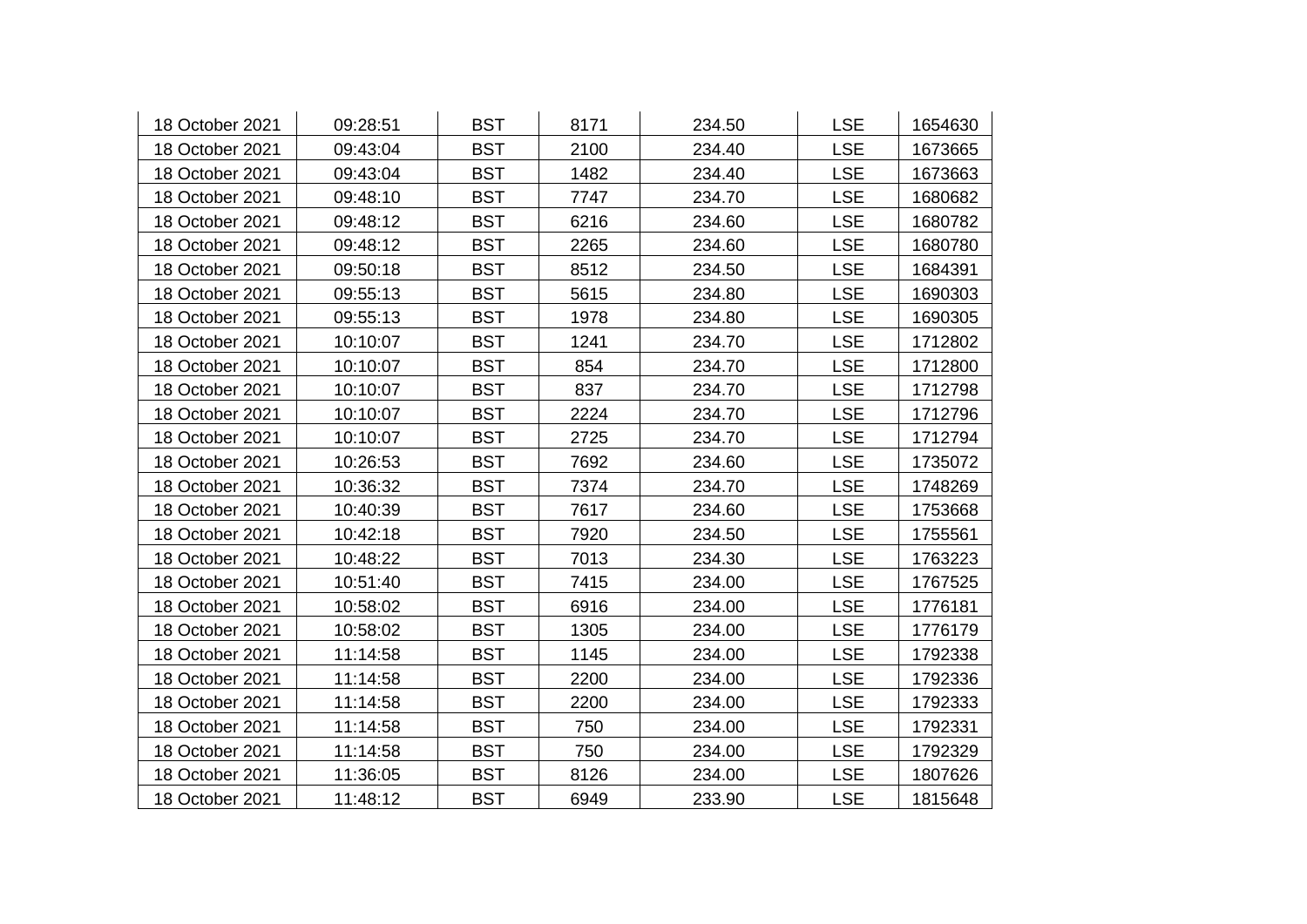| | | | | | | |
|---|---|---|---|---|---|---|
| 18 October 2021 | 09:28:51 | BST | 8171 | 234.50 | LSE | 1654630 |
| 18 October 2021 | 09:43:04 | BST | 2100 | 234.40 | LSE | 1673665 |
| 18 October 2021 | 09:43:04 | BST | 1482 | 234.40 | LSE | 1673663 |
| 18 October 2021 | 09:48:10 | BST | 7747 | 234.70 | LSE | 1680682 |
| 18 October 2021 | 09:48:12 | BST | 6216 | 234.60 | LSE | 1680782 |
| 18 October 2021 | 09:48:12 | BST | 2265 | 234.60 | LSE | 1680780 |
| 18 October 2021 | 09:50:18 | BST | 8512 | 234.50 | LSE | 1684391 |
| 18 October 2021 | 09:55:13 | BST | 5615 | 234.80 | LSE | 1690303 |
| 18 October 2021 | 09:55:13 | BST | 1978 | 234.80 | LSE | 1690305 |
| 18 October 2021 | 10:10:07 | BST | 1241 | 234.70 | LSE | 1712802 |
| 18 October 2021 | 10:10:07 | BST | 854 | 234.70 | LSE | 1712800 |
| 18 October 2021 | 10:10:07 | BST | 837 | 234.70 | LSE | 1712798 |
| 18 October 2021 | 10:10:07 | BST | 2224 | 234.70 | LSE | 1712796 |
| 18 October 2021 | 10:10:07 | BST | 2725 | 234.70 | LSE | 1712794 |
| 18 October 2021 | 10:26:53 | BST | 7692 | 234.60 | LSE | 1735072 |
| 18 October 2021 | 10:36:32 | BST | 7374 | 234.70 | LSE | 1748269 |
| 18 October 2021 | 10:40:39 | BST | 7617 | 234.60 | LSE | 1753668 |
| 18 October 2021 | 10:42:18 | BST | 7920 | 234.50 | LSE | 1755561 |
| 18 October 2021 | 10:48:22 | BST | 7013 | 234.30 | LSE | 1763223 |
| 18 October 2021 | 10:51:40 | BST | 7415 | 234.00 | LSE | 1767525 |
| 18 October 2021 | 10:58:02 | BST | 6916 | 234.00 | LSE | 1776181 |
| 18 October 2021 | 10:58:02 | BST | 1305 | 234.00 | LSE | 1776179 |
| 18 October 2021 | 11:14:58 | BST | 1145 | 234.00 | LSE | 1792338 |
| 18 October 2021 | 11:14:58 | BST | 2200 | 234.00 | LSE | 1792336 |
| 18 October 2021 | 11:14:58 | BST | 2200 | 234.00 | LSE | 1792333 |
| 18 October 2021 | 11:14:58 | BST | 750 | 234.00 | LSE | 1792331 |
| 18 October 2021 | 11:14:58 | BST | 750 | 234.00 | LSE | 1792329 |
| 18 October 2021 | 11:36:05 | BST | 8126 | 234.00 | LSE | 1807626 |
| 18 October 2021 | 11:48:12 | BST | 6949 | 233.90 | LSE | 1815648 |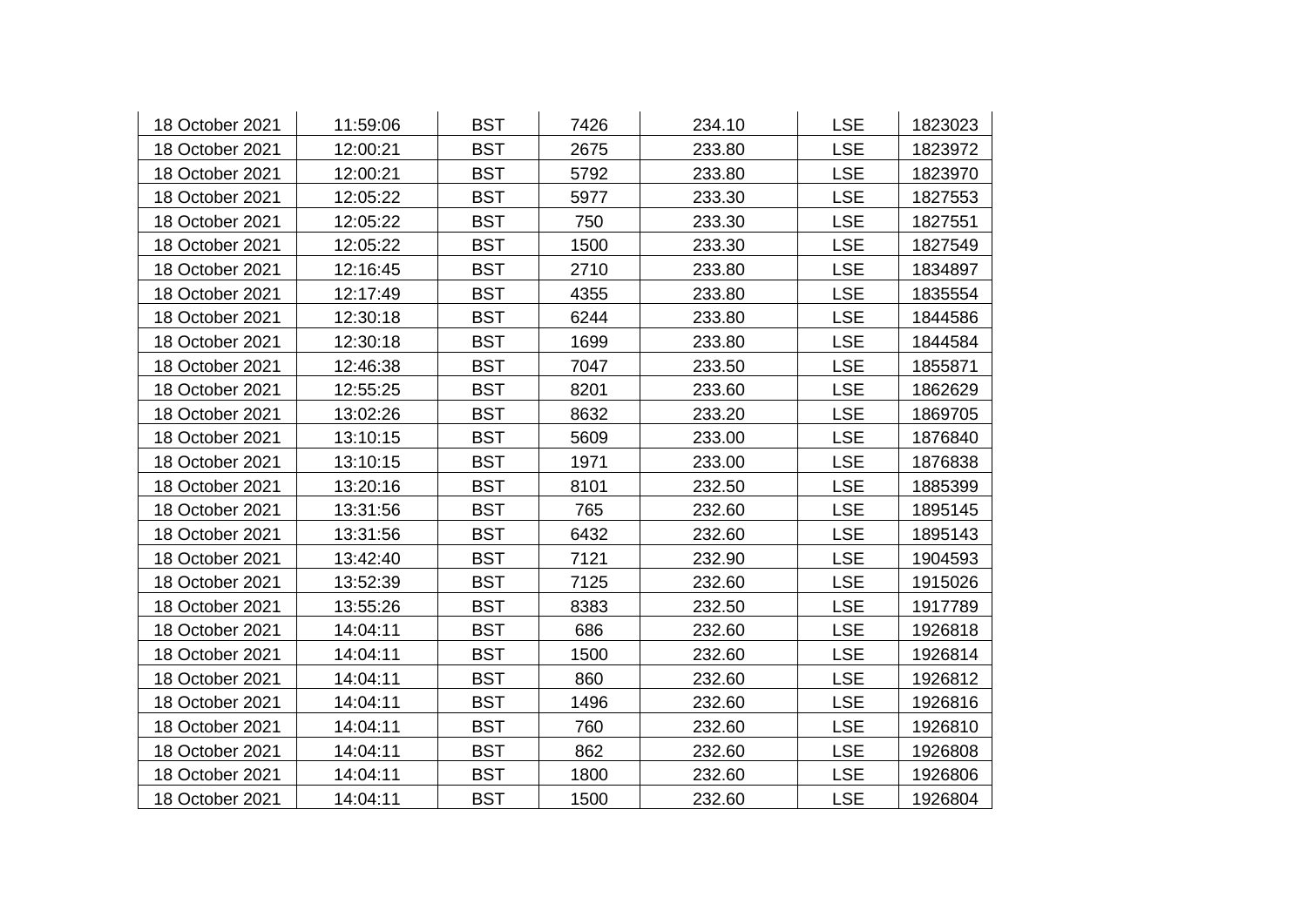| | | | | | | |
|---|---|---|---|---|---|---|
| 18 October 2021 | 11:59:06 | BST | 7426 | 234.10 | LSE | 1823023 |
| 18 October 2021 | 12:00:21 | BST | 2675 | 233.80 | LSE | 1823972 |
| 18 October 2021 | 12:00:21 | BST | 5792 | 233.80 | LSE | 1823970 |
| 18 October 2021 | 12:05:22 | BST | 5977 | 233.30 | LSE | 1827553 |
| 18 October 2021 | 12:05:22 | BST | 750 | 233.30 | LSE | 1827551 |
| 18 October 2021 | 12:05:22 | BST | 1500 | 233.30 | LSE | 1827549 |
| 18 October 2021 | 12:16:45 | BST | 2710 | 233.80 | LSE | 1834897 |
| 18 October 2021 | 12:17:49 | BST | 4355 | 233.80 | LSE | 1835554 |
| 18 October 2021 | 12:30:18 | BST | 6244 | 233.80 | LSE | 1844586 |
| 18 October 2021 | 12:30:18 | BST | 1699 | 233.80 | LSE | 1844584 |
| 18 October 2021 | 12:46:38 | BST | 7047 | 233.50 | LSE | 1855871 |
| 18 October 2021 | 12:55:25 | BST | 8201 | 233.60 | LSE | 1862629 |
| 18 October 2021 | 13:02:26 | BST | 8632 | 233.20 | LSE | 1869705 |
| 18 October 2021 | 13:10:15 | BST | 5609 | 233.00 | LSE | 1876840 |
| 18 October 2021 | 13:10:15 | BST | 1971 | 233.00 | LSE | 1876838 |
| 18 October 2021 | 13:20:16 | BST | 8101 | 232.50 | LSE | 1885399 |
| 18 October 2021 | 13:31:56 | BST | 765 | 232.60 | LSE | 1895145 |
| 18 October 2021 | 13:31:56 | BST | 6432 | 232.60 | LSE | 1895143 |
| 18 October 2021 | 13:42:40 | BST | 7121 | 232.90 | LSE | 1904593 |
| 18 October 2021 | 13:52:39 | BST | 7125 | 232.60 | LSE | 1915026 |
| 18 October 2021 | 13:55:26 | BST | 8383 | 232.50 | LSE | 1917789 |
| 18 October 2021 | 14:04:11 | BST | 686 | 232.60 | LSE | 1926818 |
| 18 October 2021 | 14:04:11 | BST | 1500 | 232.60 | LSE | 1926814 |
| 18 October 2021 | 14:04:11 | BST | 860 | 232.60 | LSE | 1926812 |
| 18 October 2021 | 14:04:11 | BST | 1496 | 232.60 | LSE | 1926816 |
| 18 October 2021 | 14:04:11 | BST | 760 | 232.60 | LSE | 1926810 |
| 18 October 2021 | 14:04:11 | BST | 862 | 232.60 | LSE | 1926808 |
| 18 October 2021 | 14:04:11 | BST | 1800 | 232.60 | LSE | 1926806 |
| 18 October 2021 | 14:04:11 | BST | 1500 | 232.60 | LSE | 1926804 |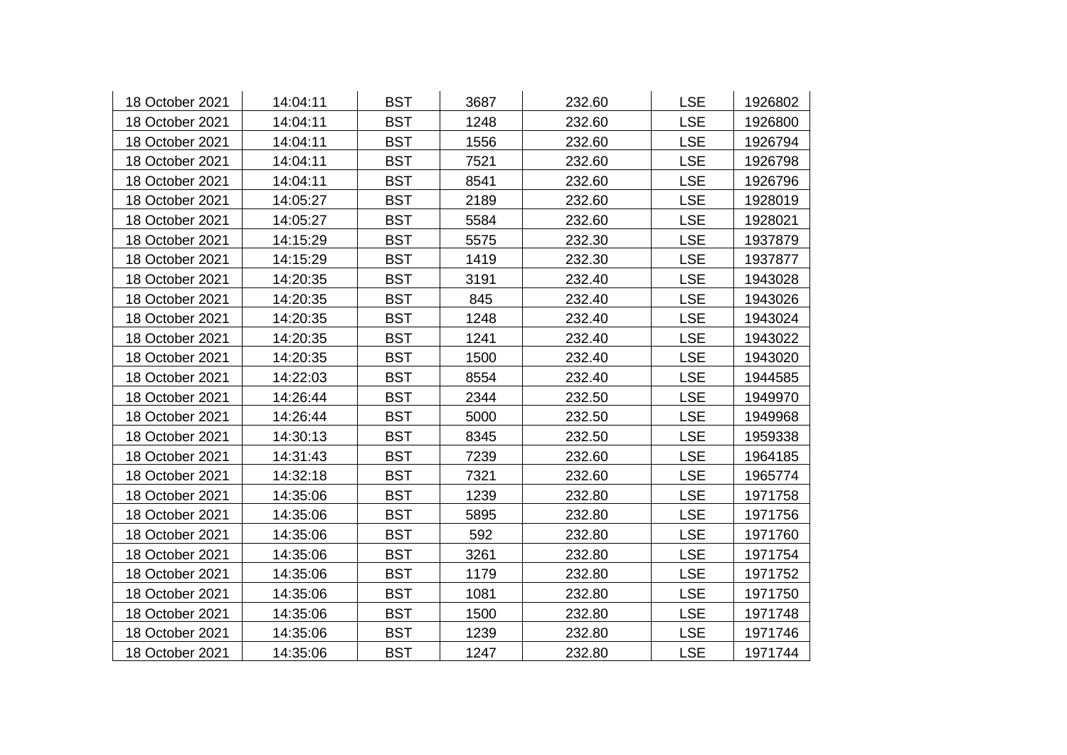| | | | | | | |
|---|---|---|---|---|---|---|
| 18 October 2021 | 14:04:11 | BST | 3687 | 232.60 | LSE | 1926802 |
| 18 October 2021 | 14:04:11 | BST | 1248 | 232.60 | LSE | 1926800 |
| 18 October 2021 | 14:04:11 | BST | 1556 | 232.60 | LSE | 1926794 |
| 18 October 2021 | 14:04:11 | BST | 7521 | 232.60 | LSE | 1926798 |
| 18 October 2021 | 14:04:11 | BST | 8541 | 232.60 | LSE | 1926796 |
| 18 October 2021 | 14:05:27 | BST | 2189 | 232.60 | LSE | 1928019 |
| 18 October 2021 | 14:05:27 | BST | 5584 | 232.60 | LSE | 1928021 |
| 18 October 2021 | 14:15:29 | BST | 5575 | 232.30 | LSE | 1937879 |
| 18 October 2021 | 14:15:29 | BST | 1419 | 232.30 | LSE | 1937877 |
| 18 October 2021 | 14:20:35 | BST | 3191 | 232.40 | LSE | 1943028 |
| 18 October 2021 | 14:20:35 | BST | 845 | 232.40 | LSE | 1943026 |
| 18 October 2021 | 14:20:35 | BST | 1248 | 232.40 | LSE | 1943024 |
| 18 October 2021 | 14:20:35 | BST | 1241 | 232.40 | LSE | 1943022 |
| 18 October 2021 | 14:20:35 | BST | 1500 | 232.40 | LSE | 1943020 |
| 18 October 2021 | 14:22:03 | BST | 8554 | 232.40 | LSE | 1944585 |
| 18 October 2021 | 14:26:44 | BST | 2344 | 232.50 | LSE | 1949970 |
| 18 October 2021 | 14:26:44 | BST | 5000 | 232.50 | LSE | 1949968 |
| 18 October 2021 | 14:30:13 | BST | 8345 | 232.50 | LSE | 1959338 |
| 18 October 2021 | 14:31:43 | BST | 7239 | 232.60 | LSE | 1964185 |
| 18 October 2021 | 14:32:18 | BST | 7321 | 232.60 | LSE | 1965774 |
| 18 October 2021 | 14:35:06 | BST | 1239 | 232.80 | LSE | 1971758 |
| 18 October 2021 | 14:35:06 | BST | 5895 | 232.80 | LSE | 1971756 |
| 18 October 2021 | 14:35:06 | BST | 592 | 232.80 | LSE | 1971760 |
| 18 October 2021 | 14:35:06 | BST | 3261 | 232.80 | LSE | 1971754 |
| 18 October 2021 | 14:35:06 | BST | 1179 | 232.80 | LSE | 1971752 |
| 18 October 2021 | 14:35:06 | BST | 1081 | 232.80 | LSE | 1971750 |
| 18 October 2021 | 14:35:06 | BST | 1500 | 232.80 | LSE | 1971748 |
| 18 October 2021 | 14:35:06 | BST | 1239 | 232.80 | LSE | 1971746 |
| 18 October 2021 | 14:35:06 | BST | 1247 | 232.80 | LSE | 1971744 |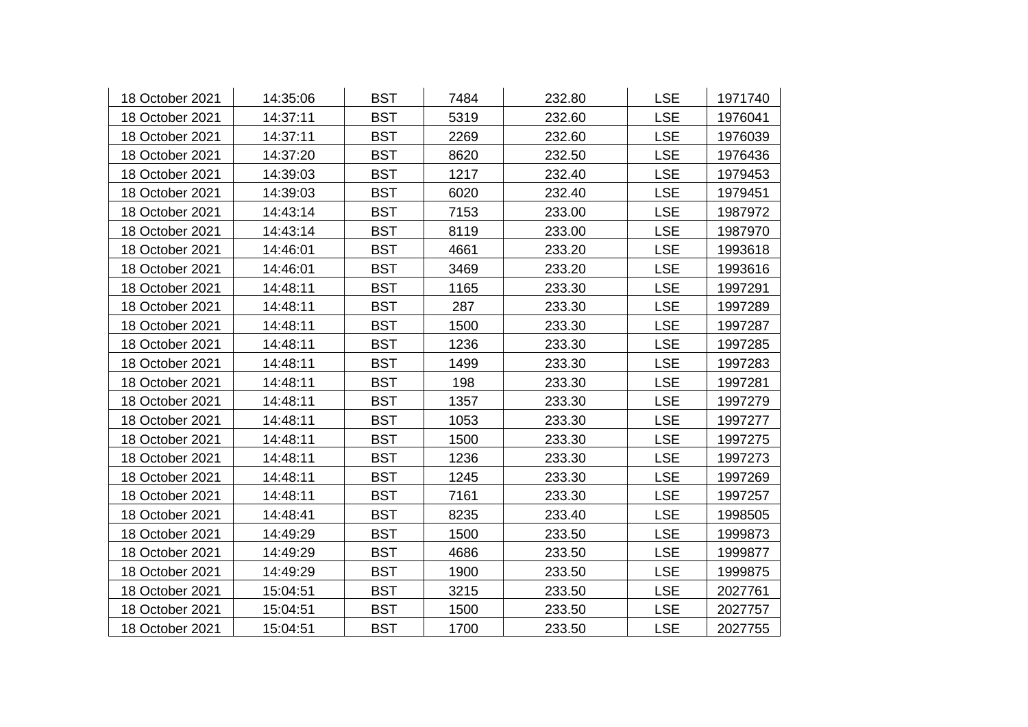| | | | | | | |
|---|---|---|---|---|---|---|
| 18 October 2021 | 14:35:06 | BST | 7484 | 232.80 | LSE | 1971740 |
| 18 October 2021 | 14:37:11 | BST | 5319 | 232.60 | LSE | 1976041 |
| 18 October 2021 | 14:37:11 | BST | 2269 | 232.60 | LSE | 1976039 |
| 18 October 2021 | 14:37:20 | BST | 8620 | 232.50 | LSE | 1976436 |
| 18 October 2021 | 14:39:03 | BST | 1217 | 232.40 | LSE | 1979453 |
| 18 October 2021 | 14:39:03 | BST | 6020 | 232.40 | LSE | 1979451 |
| 18 October 2021 | 14:43:14 | BST | 7153 | 233.00 | LSE | 1987972 |
| 18 October 2021 | 14:43:14 | BST | 8119 | 233.00 | LSE | 1987970 |
| 18 October 2021 | 14:46:01 | BST | 4661 | 233.20 | LSE | 1993618 |
| 18 October 2021 | 14:46:01 | BST | 3469 | 233.20 | LSE | 1993616 |
| 18 October 2021 | 14:48:11 | BST | 1165 | 233.30 | LSE | 1997291 |
| 18 October 2021 | 14:48:11 | BST | 287 | 233.30 | LSE | 1997289 |
| 18 October 2021 | 14:48:11 | BST | 1500 | 233.30 | LSE | 1997287 |
| 18 October 2021 | 14:48:11 | BST | 1236 | 233.30 | LSE | 1997285 |
| 18 October 2021 | 14:48:11 | BST | 1499 | 233.30 | LSE | 1997283 |
| 18 October 2021 | 14:48:11 | BST | 198 | 233.30 | LSE | 1997281 |
| 18 October 2021 | 14:48:11 | BST | 1357 | 233.30 | LSE | 1997279 |
| 18 October 2021 | 14:48:11 | BST | 1053 | 233.30 | LSE | 1997277 |
| 18 October 2021 | 14:48:11 | BST | 1500 | 233.30 | LSE | 1997275 |
| 18 October 2021 | 14:48:11 | BST | 1236 | 233.30 | LSE | 1997273 |
| 18 October 2021 | 14:48:11 | BST | 1245 | 233.30 | LSE | 1997269 |
| 18 October 2021 | 14:48:11 | BST | 7161 | 233.30 | LSE | 1997257 |
| 18 October 2021 | 14:48:41 | BST | 8235 | 233.40 | LSE | 1998505 |
| 18 October 2021 | 14:49:29 | BST | 1500 | 233.50 | LSE | 1999873 |
| 18 October 2021 | 14:49:29 | BST | 4686 | 233.50 | LSE | 1999877 |
| 18 October 2021 | 14:49:29 | BST | 1900 | 233.50 | LSE | 1999875 |
| 18 October 2021 | 15:04:51 | BST | 3215 | 233.50 | LSE | 2027761 |
| 18 October 2021 | 15:04:51 | BST | 1500 | 233.50 | LSE | 2027757 |
| 18 October 2021 | 15:04:51 | BST | 1700 | 233.50 | LSE | 2027755 |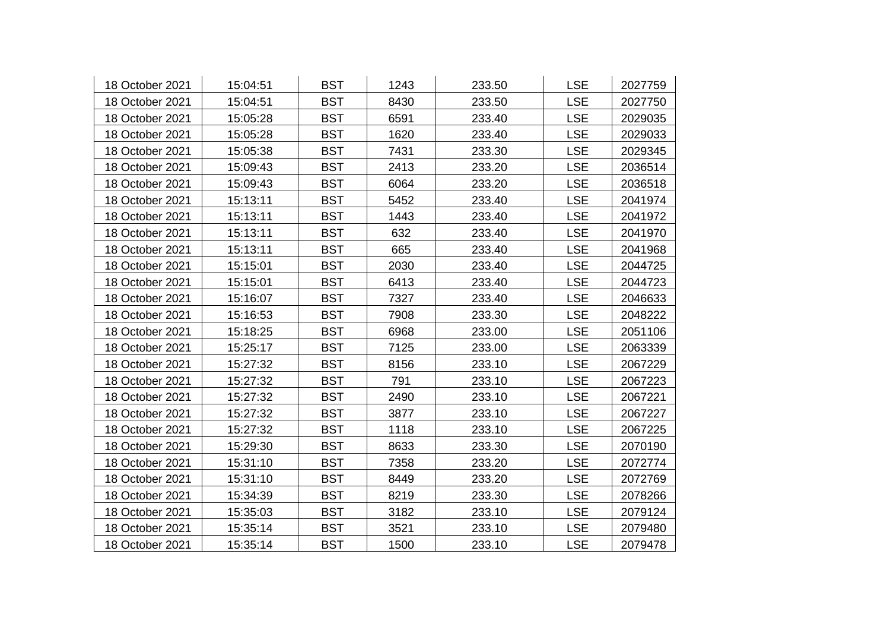| | | | | | | |
|---|---|---|---|---|---|---|
| 18 October 2021 | 15:04:51 | BST | 1243 | 233.50 | LSE | 2027759 |
| 18 October 2021 | 15:04:51 | BST | 8430 | 233.50 | LSE | 2027750 |
| 18 October 2021 | 15:05:28 | BST | 6591 | 233.40 | LSE | 2029035 |
| 18 October 2021 | 15:05:28 | BST | 1620 | 233.40 | LSE | 2029033 |
| 18 October 2021 | 15:05:38 | BST | 7431 | 233.30 | LSE | 2029345 |
| 18 October 2021 | 15:09:43 | BST | 2413 | 233.20 | LSE | 2036514 |
| 18 October 2021 | 15:09:43 | BST | 6064 | 233.20 | LSE | 2036518 |
| 18 October 2021 | 15:13:11 | BST | 5452 | 233.40 | LSE | 2041974 |
| 18 October 2021 | 15:13:11 | BST | 1443 | 233.40 | LSE | 2041972 |
| 18 October 2021 | 15:13:11 | BST | 632 | 233.40 | LSE | 2041970 |
| 18 October 2021 | 15:13:11 | BST | 665 | 233.40 | LSE | 2041968 |
| 18 October 2021 | 15:15:01 | BST | 2030 | 233.40 | LSE | 2044725 |
| 18 October 2021 | 15:15:01 | BST | 6413 | 233.40 | LSE | 2044723 |
| 18 October 2021 | 15:16:07 | BST | 7327 | 233.40 | LSE | 2046633 |
| 18 October 2021 | 15:16:53 | BST | 7908 | 233.30 | LSE | 2048222 |
| 18 October 2021 | 15:18:25 | BST | 6968 | 233.00 | LSE | 2051106 |
| 18 October 2021 | 15:25:17 | BST | 7125 | 233.00 | LSE | 2063339 |
| 18 October 2021 | 15:27:32 | BST | 8156 | 233.10 | LSE | 2067229 |
| 18 October 2021 | 15:27:32 | BST | 791 | 233.10 | LSE | 2067223 |
| 18 October 2021 | 15:27:32 | BST | 2490 | 233.10 | LSE | 2067221 |
| 18 October 2021 | 15:27:32 | BST | 3877 | 233.10 | LSE | 2067227 |
| 18 October 2021 | 15:27:32 | BST | 1118 | 233.10 | LSE | 2067225 |
| 18 October 2021 | 15:29:30 | BST | 8633 | 233.30 | LSE | 2070190 |
| 18 October 2021 | 15:31:10 | BST | 7358 | 233.20 | LSE | 2072774 |
| 18 October 2021 | 15:31:10 | BST | 8449 | 233.20 | LSE | 2072769 |
| 18 October 2021 | 15:34:39 | BST | 8219 | 233.30 | LSE | 2078266 |
| 18 October 2021 | 15:35:03 | BST | 3182 | 233.10 | LSE | 2079124 |
| 18 October 2021 | 15:35:14 | BST | 3521 | 233.10 | LSE | 2079480 |
| 18 October 2021 | 15:35:14 | BST | 1500 | 233.10 | LSE | 2079478 |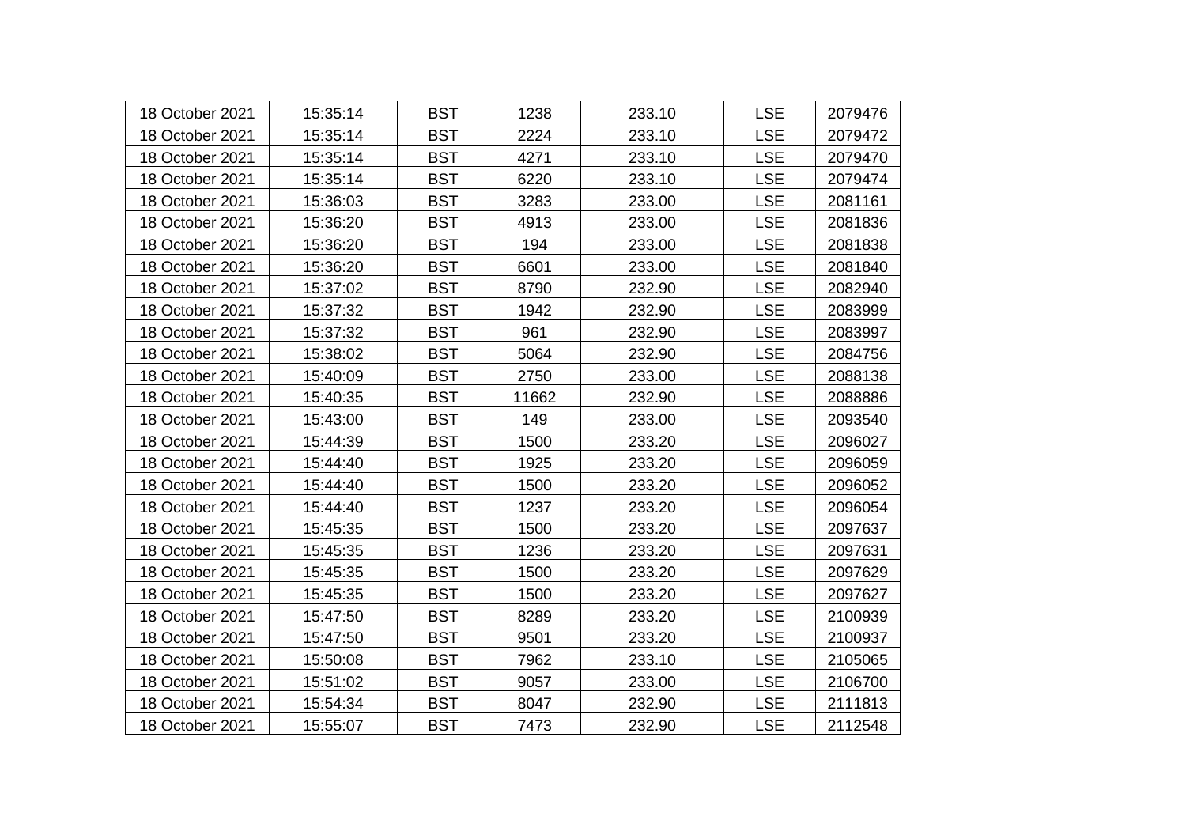| | | | | | | |
|---|---|---|---|---|---|---|
| 18 October 2021 | 15:35:14 | BST | 1238 | 233.10 | LSE | 2079476 |
| 18 October 2021 | 15:35:14 | BST | 2224 | 233.10 | LSE | 2079472 |
| 18 October 2021 | 15:35:14 | BST | 4271 | 233.10 | LSE | 2079470 |
| 18 October 2021 | 15:35:14 | BST | 6220 | 233.10 | LSE | 2079474 |
| 18 October 2021 | 15:36:03 | BST | 3283 | 233.00 | LSE | 2081161 |
| 18 October 2021 | 15:36:20 | BST | 4913 | 233.00 | LSE | 2081836 |
| 18 October 2021 | 15:36:20 | BST | 194 | 233.00 | LSE | 2081838 |
| 18 October 2021 | 15:36:20 | BST | 6601 | 233.00 | LSE | 2081840 |
| 18 October 2021 | 15:37:02 | BST | 8790 | 232.90 | LSE | 2082940 |
| 18 October 2021 | 15:37:32 | BST | 1942 | 232.90 | LSE | 2083999 |
| 18 October 2021 | 15:37:32 | BST | 961 | 232.90 | LSE | 2083997 |
| 18 October 2021 | 15:38:02 | BST | 5064 | 232.90 | LSE | 2084756 |
| 18 October 2021 | 15:40:09 | BST | 2750 | 233.00 | LSE | 2088138 |
| 18 October 2021 | 15:40:35 | BST | 11662 | 232.90 | LSE | 2088886 |
| 18 October 2021 | 15:43:00 | BST | 149 | 233.00 | LSE | 2093540 |
| 18 October 2021 | 15:44:39 | BST | 1500 | 233.20 | LSE | 2096027 |
| 18 October 2021 | 15:44:40 | BST | 1925 | 233.20 | LSE | 2096059 |
| 18 October 2021 | 15:44:40 | BST | 1500 | 233.20 | LSE | 2096052 |
| 18 October 2021 | 15:44:40 | BST | 1237 | 233.20 | LSE | 2096054 |
| 18 October 2021 | 15:45:35 | BST | 1500 | 233.20 | LSE | 2097637 |
| 18 October 2021 | 15:45:35 | BST | 1236 | 233.20 | LSE | 2097631 |
| 18 October 2021 | 15:45:35 | BST | 1500 | 233.20 | LSE | 2097629 |
| 18 October 2021 | 15:45:35 | BST | 1500 | 233.20 | LSE | 2097627 |
| 18 October 2021 | 15:47:50 | BST | 8289 | 233.20 | LSE | 2100939 |
| 18 October 2021 | 15:47:50 | BST | 9501 | 233.20 | LSE | 2100937 |
| 18 October 2021 | 15:50:08 | BST | 7962 | 233.10 | LSE | 2105065 |
| 18 October 2021 | 15:51:02 | BST | 9057 | 233.00 | LSE | 2106700 |
| 18 October 2021 | 15:54:34 | BST | 8047 | 232.90 | LSE | 2111813 |
| 18 October 2021 | 15:55:07 | BST | 7473 | 232.90 | LSE | 2112548 |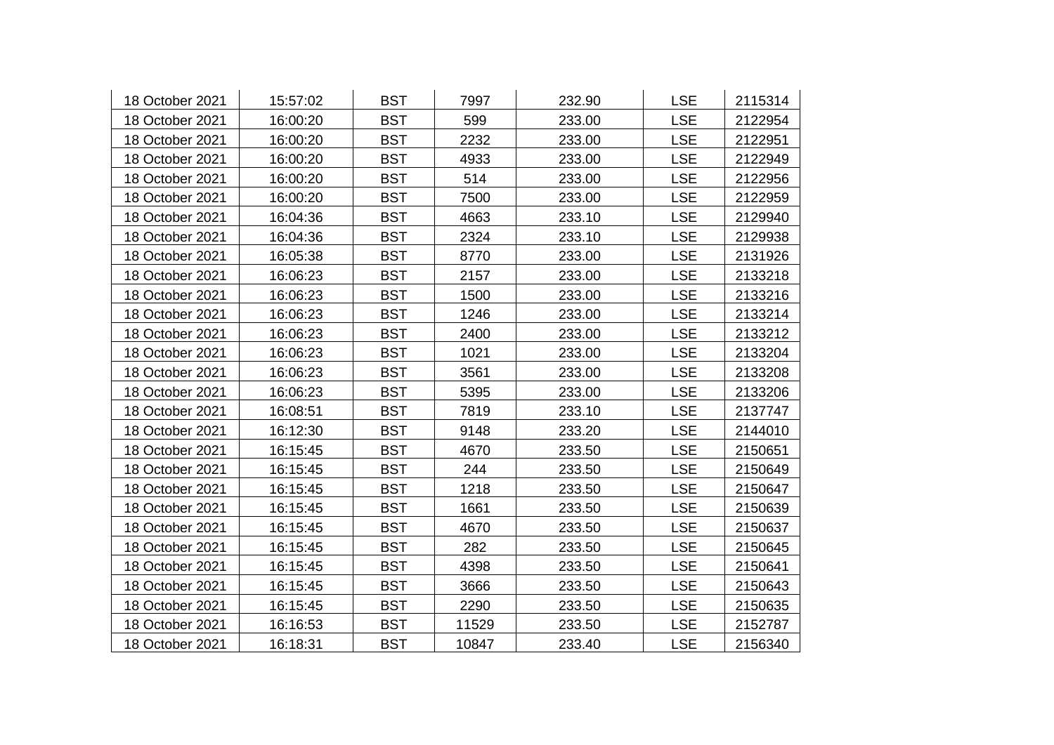| | | | | | | |
|---|---|---|---|---|---|---|
| 18 October 2021 | 15:57:02 | BST | 7997 | 232.90 | LSE | 2115314 |
| 18 October 2021 | 16:00:20 | BST | 599 | 233.00 | LSE | 2122954 |
| 18 October 2021 | 16:00:20 | BST | 2232 | 233.00 | LSE | 2122951 |
| 18 October 2021 | 16:00:20 | BST | 4933 | 233.00 | LSE | 2122949 |
| 18 October 2021 | 16:00:20 | BST | 514 | 233.00 | LSE | 2122956 |
| 18 October 2021 | 16:00:20 | BST | 7500 | 233.00 | LSE | 2122959 |
| 18 October 2021 | 16:04:36 | BST | 4663 | 233.10 | LSE | 2129940 |
| 18 October 2021 | 16:04:36 | BST | 2324 | 233.10 | LSE | 2129938 |
| 18 October 2021 | 16:05:38 | BST | 8770 | 233.00 | LSE | 2131926 |
| 18 October 2021 | 16:06:23 | BST | 2157 | 233.00 | LSE | 2133218 |
| 18 October 2021 | 16:06:23 | BST | 1500 | 233.00 | LSE | 2133216 |
| 18 October 2021 | 16:06:23 | BST | 1246 | 233.00 | LSE | 2133214 |
| 18 October 2021 | 16:06:23 | BST | 2400 | 233.00 | LSE | 2133212 |
| 18 October 2021 | 16:06:23 | BST | 1021 | 233.00 | LSE | 2133204 |
| 18 October 2021 | 16:06:23 | BST | 3561 | 233.00 | LSE | 2133208 |
| 18 October 2021 | 16:06:23 | BST | 5395 | 233.00 | LSE | 2133206 |
| 18 October 2021 | 16:08:51 | BST | 7819 | 233.10 | LSE | 2137747 |
| 18 October 2021 | 16:12:30 | BST | 9148 | 233.20 | LSE | 2144010 |
| 18 October 2021 | 16:15:45 | BST | 4670 | 233.50 | LSE | 2150651 |
| 18 October 2021 | 16:15:45 | BST | 244 | 233.50 | LSE | 2150649 |
| 18 October 2021 | 16:15:45 | BST | 1218 | 233.50 | LSE | 2150647 |
| 18 October 2021 | 16:15:45 | BST | 1661 | 233.50 | LSE | 2150639 |
| 18 October 2021 | 16:15:45 | BST | 4670 | 233.50 | LSE | 2150637 |
| 18 October 2021 | 16:15:45 | BST | 282 | 233.50 | LSE | 2150645 |
| 18 October 2021 | 16:15:45 | BST | 4398 | 233.50 | LSE | 2150641 |
| 18 October 2021 | 16:15:45 | BST | 3666 | 233.50 | LSE | 2150643 |
| 18 October 2021 | 16:15:45 | BST | 2290 | 233.50 | LSE | 2150635 |
| 18 October 2021 | 16:16:53 | BST | 11529 | 233.50 | LSE | 2152787 |
| 18 October 2021 | 16:18:31 | BST | 10847 | 233.40 | LSE | 2156340 |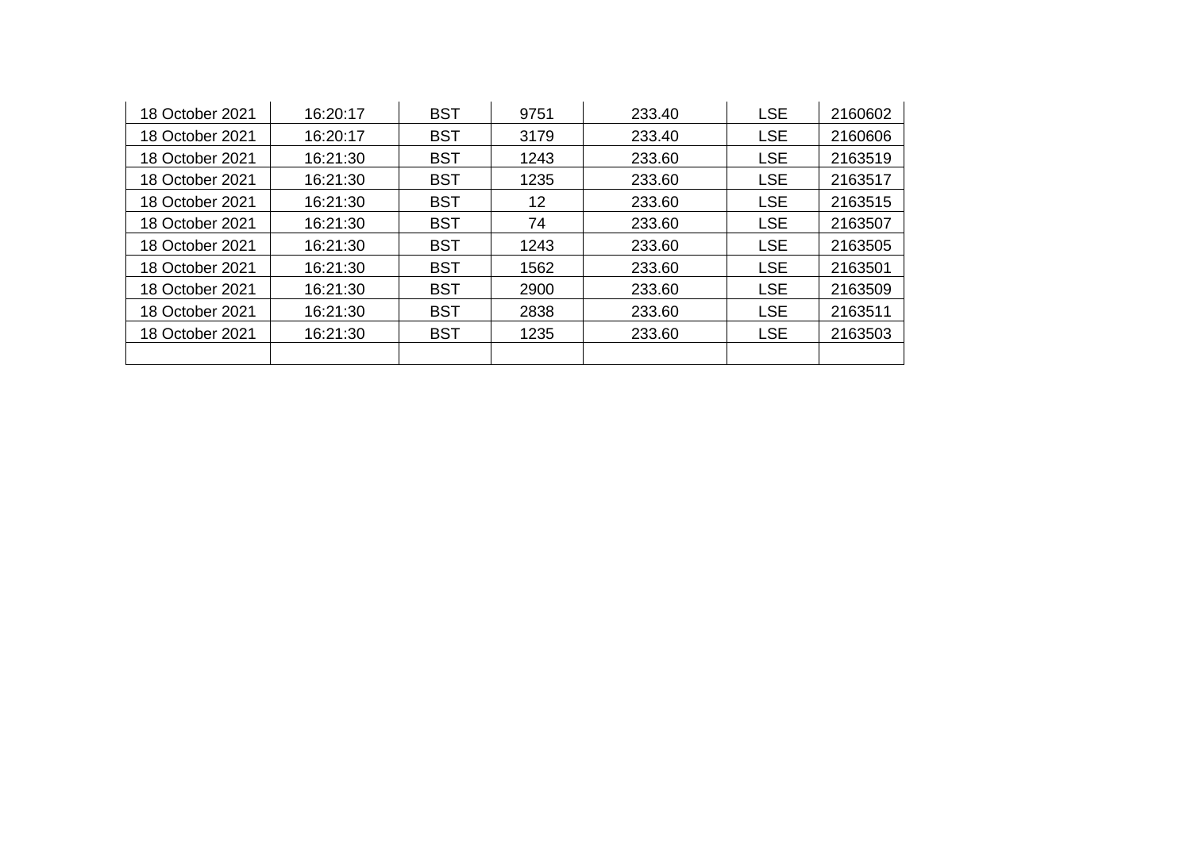| | | | | | | |
|---|---|---|---|---|---|---|
| 18 October 2021 | 16:20:17 | BST | 9751 | 233.40 | LSE | 2160602 |
| 18 October 2021 | 16:20:17 | BST | 3179 | 233.40 | LSE | 2160606 |
| 18 October 2021 | 16:21:30 | BST | 1243 | 233.60 | LSE | 2163519 |
| 18 October 2021 | 16:21:30 | BST | 1235 | 233.60 | LSE | 2163517 |
| 18 October 2021 | 16:21:30 | BST | 12 | 233.60 | LSE | 2163515 |
| 18 October 2021 | 16:21:30 | BST | 74 | 233.60 | LSE | 2163507 |
| 18 October 2021 | 16:21:30 | BST | 1243 | 233.60 | LSE | 2163505 |
| 18 October 2021 | 16:21:30 | BST | 1562 | 233.60 | LSE | 2163501 |
| 18 October 2021 | 16:21:30 | BST | 2900 | 233.60 | LSE | 2163509 |
| 18 October 2021 | 16:21:30 | BST | 2838 | 233.60 | LSE | 2163511 |
| 18 October 2021 | 16:21:30 | BST | 1235 | 233.60 | LSE | 2163503 |
| | | | | | | |